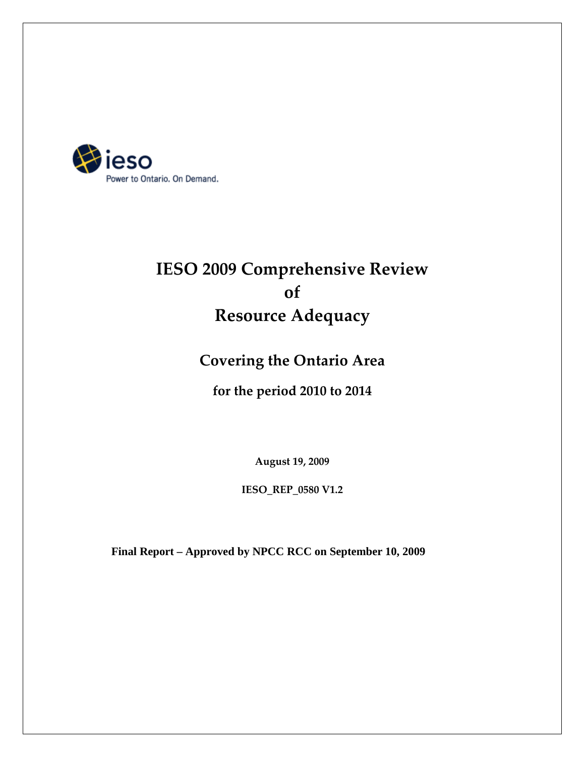ieso

Power to Ontario. On Demand.

# IESO 2009 Comprehensive Review of Resource Adequacy

## Covering the Ontario Area

### for the period 2010 to 2014

**August 19, 2009**

**IESO_REP_0580 V1.2**

**Final Report – Approved by NPCC RCC on September 10, 2009**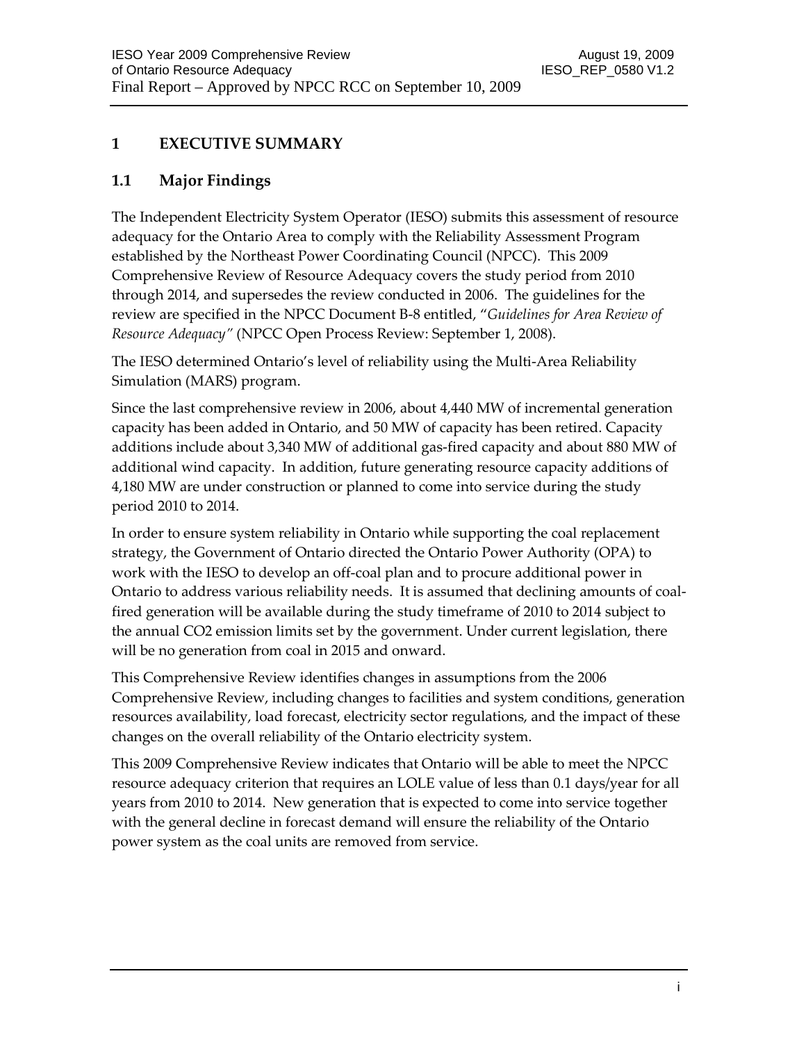# 1 EXECUTIVE SUMMARY

## 1.1 Major Findings

The Independent Electricity System Operator (IESO) submits this assessment of resource adequacy for the Ontario Area to comply with the Reliability Assessment Program established by the Northeast Power Coordinating Council (NPCC). This 2009 Comprehensive Review of Resource Adequacy covers the study period from 2010 through 2014, and supersedes the review conducted in 2006. The guidelines for the review are specified in the NPCC Document B-8 entitled, "*Guidelines for Area Review of Resource Adequacy"* (NPCC Open Process Review: September 1, 2008).

The IESO determined Ontario's level of reliability using the Multi-Area Reliability Simulation (MARS) program.

Since the last comprehensive review in 2006, about 4,440 MW of incremental generation capacity has been added in Ontario, and 50 MW of capacity has been retired. Capacity additions include about 3,340 MW of additional gas-fired capacity and about 880 MW of additional wind capacity. In addition, future generating resource capacity additions of 4,180 MW are under construction or planned to come into service during the study period 2010 to 2014.

In order to ensure system reliability in Ontario while supporting the coal replacement strategy, the Government of Ontario directed the Ontario Power Authority (OPA) to work with the IESO to develop an off-coal plan and to procure additional power in Ontario to address various reliability needs. It is assumed that declining amounts of coal-fired generation will be available during the study timeframe of 2010 to 2014 subject to the annual $CO_2$ emission limits set by the government. Under current legislation, there will be no generation from coal in 2015 and onward.

This Comprehensive Review identifies changes in assumptions from the 2006 Comprehensive Review, including changes to facilities and system conditions, generation resources availability, load forecast, electricity sector regulations, and the impact of these changes on the overall reliability of the Ontario electricity system.

This 2009 Comprehensive Review indicates that Ontario will be able to meet the NPCC resource adequacy criterion that requires an LOLE value of less than 0.1 days/year for all years from 2010 to 2014. New generation that is expected to come into service together with the general decline in forecast demand will ensure the reliability of the Ontario power system as the coal units are removed from service.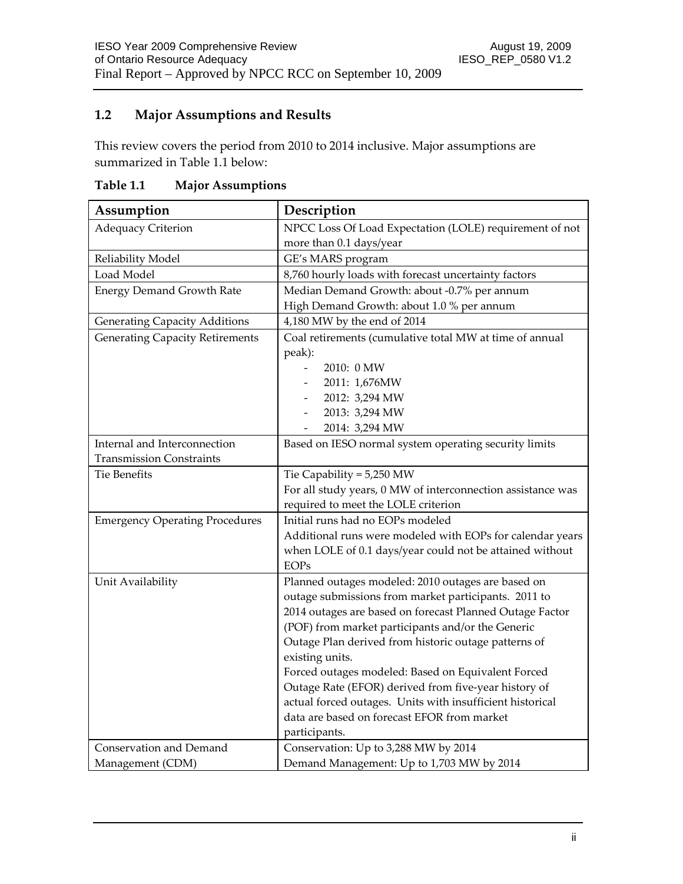## 1.2 Major Assumptions and Results

This review covers the period from 2010 to 2014 inclusive. Major assumptions are summarized in Table 1.1 below:

**Table 1.1 Major Assumptions**

| Assumption | Description |
|---|---|
| Adequacy Criterion | NPCC Loss Of Load Expectation (LOLE) requirement of not more than 0.1 days/year |
| Reliability Model | GE's MARS program |
| Load Model | 8,760 hourly loads with forecast uncertainty factors |
| Energy Demand Growth Rate | Median Demand Growth: about -0.7% per annum<br>High Demand Growth: about 1.0 % per annum |
| Generating Capacity Additions | 4,180 MW by the end of 2014 |
| Generating Capacity Retirements | Coal retirements (cumulative total MW at time of annual peak):<br>- 2010: 0 MW<br>- 2011: 1,676MW<br>- 2012: 3,294 MW<br>- 2013: 3,294 MW<br>- 2014: 3,294 MW |
| Internal and Interconnection Transmission Constraints | Based on IESO normal system operating security limits |
| Tie Benefits | Tie Capability = 5,250 MW<br>For all study years, 0 MW of interconnection assistance was required to meet the LOLE criterion |
| Emergency Operating Procedures | Initial runs had no EOPs modeled<br>Additional runs were modeled with EOPs for calendar years when LOLE of 0.1 days/year could not be attained without EOPs |
| Unit Availability | Planned outages modeled: 2010 outages are based on outage submissions from market participants. 2011 to 2014 outages are based on forecast Planned Outage Factor (POF) from market participants and/or the Generic Outage Plan derived from historic outage patterns of existing units.<br>Forced outages modeled: Based on Equivalent Forced Outage Rate (EFOR) derived from five-year history of actual forced outages. Units with insufficient historical data are based on forecast EFOR from market participants. |
| Conservation and Demand Management (CDM) | Conservation: Up to 3,288 MW by 2014<br>Demand Management: Up to 1,703 MW by 2014 |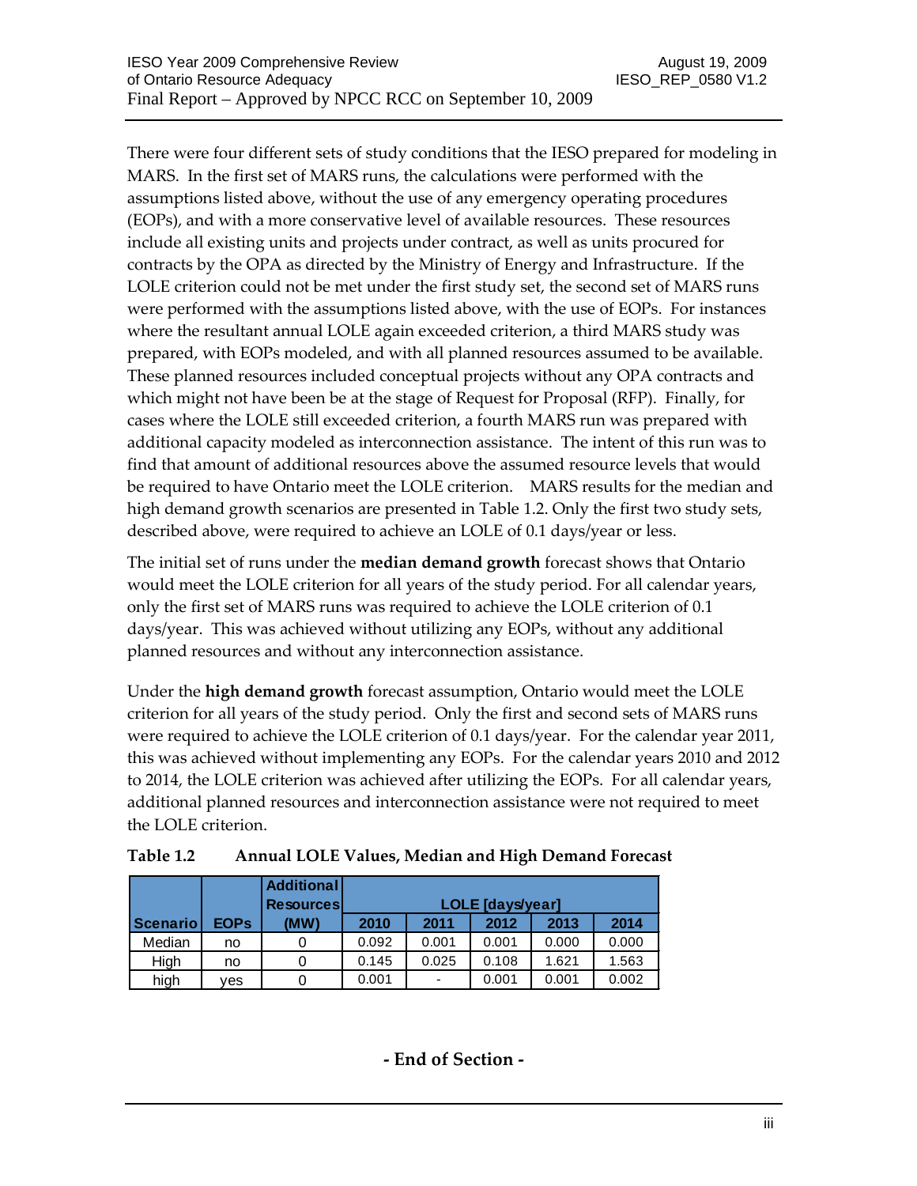There were four different sets of study conditions that the IESO prepared for modeling in MARS. In the first set of MARS runs, the calculations were performed with the assumptions listed above, without the use of any emergency operating procedures (EOPs), and with a more conservative level of available resources. These resources include all existing units and projects under contract, as well as units procured for contracts by the OPA as directed by the Ministry of Energy and Infrastructure. If the LOLE criterion could not be met under the first study set, the second set of MARS runs were performed with the assumptions listed above, with the use of EOPs. For instances where the resultant annual LOLE again exceeded criterion, a third MARS study was prepared, with EOPs modeled, and with all planned resources assumed to be available. These planned resources included conceptual projects without any OPA contracts and which might not have been be at the stage of Request for Proposal (RFP). Finally, for cases where the LOLE still exceeded criterion, a fourth MARS run was prepared with additional capacity modeled as interconnection assistance. The intent of this run was to find that amount of additional resources above the assumed resource levels that would be required to have Ontario meet the LOLE criterion. MARS results for the median and high demand growth scenarios are presented in Table 1.2. Only the first two study sets, described above, were required to achieve an LOLE of 0.1 days/year or less.

The initial set of runs under the **median demand growth** forecast shows that Ontario would meet the LOLE criterion for all years of the study period. For all calendar years, only the first set of MARS runs was required to achieve the LOLE criterion of 0.1 days/year. This was achieved without utilizing any EOPs, without any additional planned resources and without any interconnection assistance.

Under the **high demand growth** forecast assumption, Ontario would meet the LOLE criterion for all years of the study period. Only the first and second sets of MARS runs were required to achieve the LOLE criterion of 0.1 days/year. For the calendar year 2011, this was achieved without implementing any EOPs. For the calendar years 2010 and 2012 to 2014, the LOLE criterion was achieved after utilizing the EOPs. For all calendar years, additional planned resources and interconnection assistance were not required to meet the LOLE criterion.

**Table 1.2 Annual LOLE Values, Median and High Demand Forecast**

| Scenario | EOPs | Additional Resources (MW) | LOLE [days/year] | | | | |
|---|---|---|---|---|---|---|---|
| | | | 2010 | 2011 | 2012 | 2013 | 2014 |
| Median | no | 0 | 0.092 | 0.001 | 0.001 | 0.000 | 0.000 |
| High | no | 0 | 0.145 | 0.025 | 0.108 | 1.621 | 1.563 |
| high | yes | 0 | 0.001 | - | 0.001 | 0.001 | 0.002 |

**- End of Section -**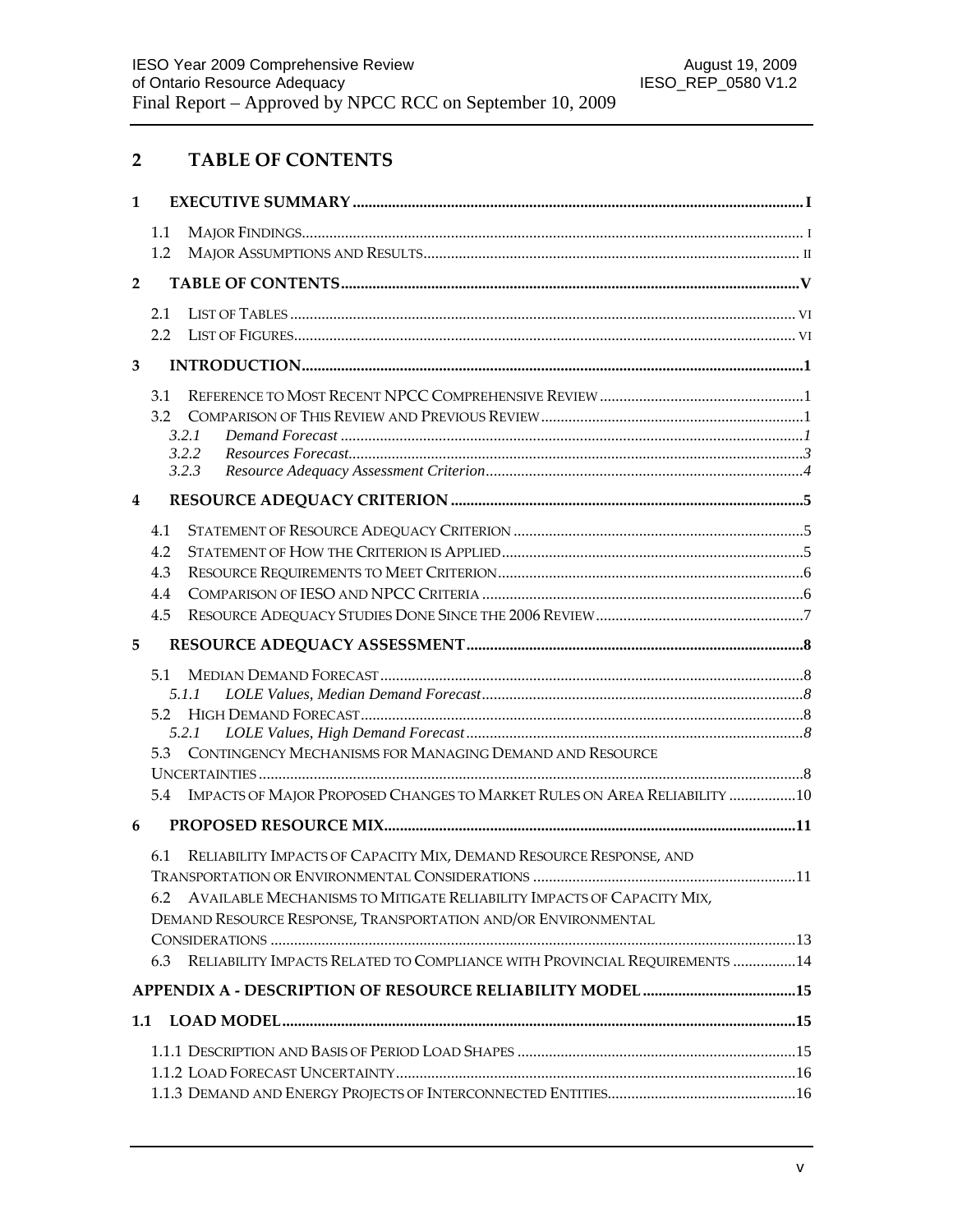## 2 TABLE OF CONTENTS

- **1 EXECUTIVE SUMMARY** ........ I
  - 1.1 MAJOR FINDINGS ........ I
  - 1.2 MAJOR ASSUMPTIONS AND RESULTS ........ II
- **2 TABLE OF CONTENTS** ........ V
  - 2.1 LIST OF TABLES ........ VI
  - 2.2 LIST OF FIGURES ........ VI
- **3 INTRODUCTION** ........ 1
  - 3.1 REFERENCE TO MOST RECENT NPCC COMPREHENSIVE REVIEW ........ 1
  - 3.2 COMPARISON OF THIS REVIEW AND PREVIOUS REVIEW ........ 1
    - *3.2.1 Demand Forecast* ........ *1*
    - *3.2.2 Resources Forecast* ........ *3*
    - *3.2.3 Resource Adequacy Assessment Criterion* ........ *4*
- **4 RESOURCE ADEQUACY CRITERION** ........ 5
  - 4.1 STATEMENT OF RESOURCE ADEQUACY CRITERION ........ 5
  - 4.2 STATEMENT OF HOW THE CRITERION IS APPLIED ........ 5
  - 4.3 RESOURCE REQUIREMENTS TO MEET CRITERION ........ 6
  - 4.4 COMPARISON OF IESO AND NPCC CRITERIA ........ 6
  - 4.5 RESOURCE ADEQUACY STUDIES DONE SINCE THE 2006 REVIEW ........ 7
- **5 RESOURCE ADEQUACY ASSESSMENT** ........ 8
  - 5.1 MEDIAN DEMAND FORECAST ........ 8
    - *5.1.1 LOLE Values, Median Demand Forecast* ........ *8*
  - 5.2 HIGH DEMAND FORECAST ........ 8
    - *5.2.1 LOLE Values, High Demand Forecast* ........ *8*
  - 5.3 CONTINGENCY MECHANISMS FOR MANAGING DEMAND AND RESOURCE UNCERTAINTIES ........ 8
  - 5.4 IMPACTS OF MAJOR PROPOSED CHANGES TO MARKET RULES ON AREA RELIABILITY ........ 10
- **6 PROPOSED RESOURCE MIX** ........ 11
  - 6.1 RELIABILITY IMPACTS OF CAPACITY MIX, DEMAND RESOURCE RESPONSE, AND TRANSPORTATION OR ENVIRONMENTAL CONSIDERATIONS ........ 11
  - 6.2 AVAILABLE MECHANISMS TO MITIGATE RELIABILITY IMPACTS OF CAPACITY MIX, DEMAND RESOURCE RESPONSE, TRANSPORTATION AND/OR ENVIRONMENTAL CONSIDERATIONS ........ 13
  - 6.3 RELIABILITY IMPACTS RELATED TO COMPLIANCE WITH PROVINCIAL REQUIREMENTS ........ 14
- **APPENDIX A - DESCRIPTION OF RESOURCE RELIABILITY MODEL** ........ 15
- **1.1 LOAD MODEL** ........ 15
  - 1.1.1 DESCRIPTION AND BASIS OF PERIOD LOAD SHAPES ........ 15
  - 1.1.2 LOAD FORECAST UNCERTAINTY ........ 16
  - 1.1.3 DEMAND AND ENERGY PROJECTS OF INTERCONNECTED ENTITIES ........ 16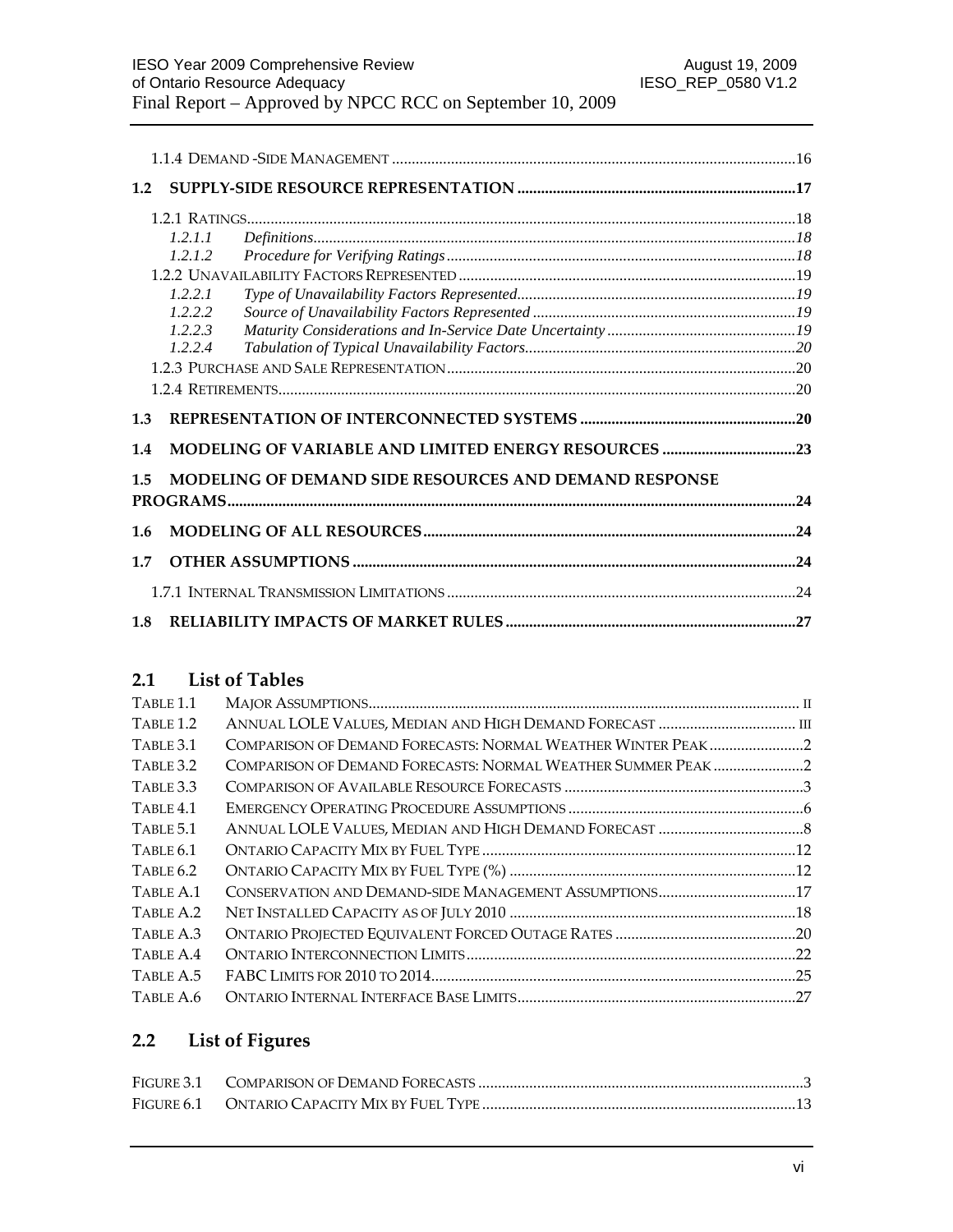1.1.4 Demand -Side Management .....16

**1.2 SUPPLY-SIDE RESOURCE REPRESENTATION .....17**

1.2.1 Ratings.....18

*1.2.1.1 Definitions.....18*

*1.2.1.2 Procedure for Verifying Ratings.....18*

1.2.2 Unavailability Factors Represented.....19

*1.2.2.1 Type of Unavailability Factors Represented.....19*

*1.2.2.2 Source of Unavailability Factors Represented.....19*

*1.2.2.3 Maturity Considerations and In-Service Date Uncertainty.....19*

*1.2.2.4 Tabulation of Typical Unavailability Factors.....20*

1.2.3 Purchase and Sale Representation.....20

1.2.4 Retirements.....20

**1.3 REPRESENTATION OF INTERCONNECTED SYSTEMS .....20**

**1.4 MODELING OF VARIABLE AND LIMITED ENERGY RESOURCES .....23**

**1.5 MODELING OF DEMAND SIDE RESOURCES AND DEMAND RESPONSE PROGRAMS.....24**

**1.6 MODELING OF ALL RESOURCES.....24**

**1.7 OTHER ASSUMPTIONS .....24**

1.7.1 Internal Transmission Limitations .....24

**1.8 RELIABILITY IMPACTS OF MARKET RULES .....27**

## 2.1 List of Tables

| | | |
|---|---|---|
| Table 1.1 | Major Assumptions | ii |
| Table 1.2 | Annual LOLE Values, Median and High Demand Forecast | iii |
| Table 3.1 | Comparison of Demand Forecasts: Normal Weather Winter Peak | 2 |
| Table 3.2 | Comparison of Demand Forecasts: Normal Weather Summer Peak | 2 |
| Table 3.3 | Comparison of Available Resource Forecasts | 3 |
| Table 4.1 | Emergency Operating Procedure Assumptions | 6 |
| Table 5.1 | Annual LOLE Values, Median and High Demand Forecast | 8 |
| Table 6.1 | Ontario Capacity Mix by Fuel Type | 12 |
| Table 6.2 | Ontario Capacity Mix by Fuel Type (%) | 12 |
| Table A.1 | Conservation and Demand-side Management Assumptions | 17 |
| Table A.2 | Net Installed Capacity as of July 2010 | 18 |
| Table A.3 | Ontario Projected Equivalent Forced Outage Rates | 20 |
| Table A.4 | Ontario Interconnection Limits | 22 |
| Table A.5 | FABC Limits for 2010 to 2014 | 25 |
| Table A.6 | Ontario Internal Interface Base Limits | 27 |

## 2.2 List of Figures

| | | |
|---|---|---|
| Figure 3.1 | Comparison of Demand Forecasts | 3 |
| Figure 6.1 | Ontario Capacity Mix by Fuel Type | 13 |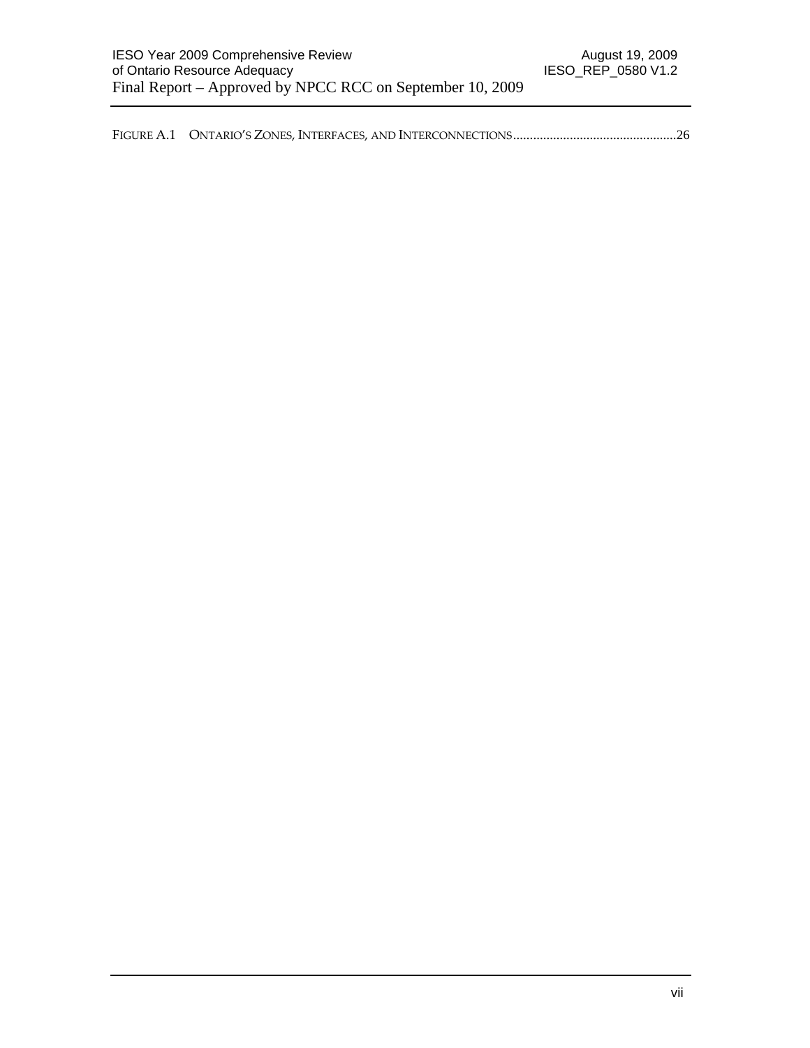FIGURE A.1 ONTARIO'S ZONES, INTERFACES, AND INTERCONNECTIONS................................................26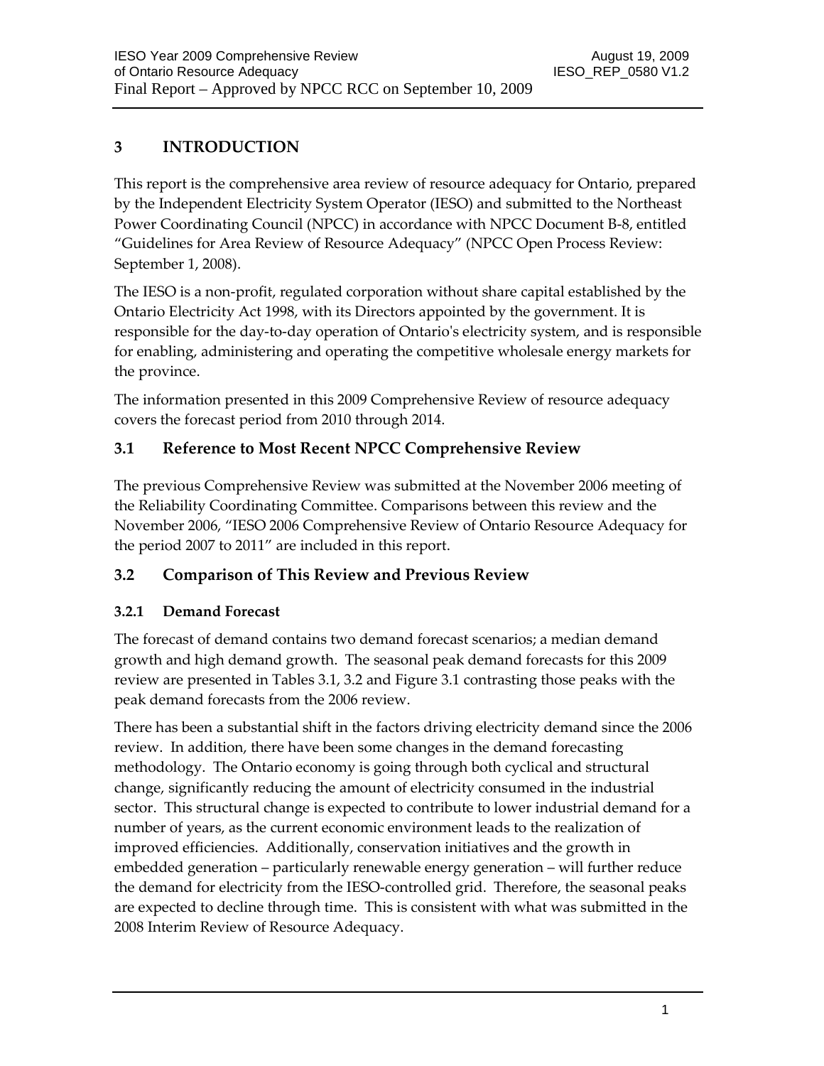## 3 INTRODUCTION

This report is the comprehensive area review of resource adequacy for Ontario, prepared by the Independent Electricity System Operator (IESO) and submitted to the Northeast Power Coordinating Council (NPCC) in accordance with NPCC Document B-8, entitled "Guidelines for Area Review of Resource Adequacy" (NPCC Open Process Review: September 1, 2008).

The IESO is a non-profit, regulated corporation without share capital established by the Ontario Electricity Act 1998, with its Directors appointed by the government. It is responsible for the day-to-day operation of Ontario's electricity system, and is responsible for enabling, administering and operating the competitive wholesale energy markets for the province.

The information presented in this 2009 Comprehensive Review of resource adequacy covers the forecast period from 2010 through 2014.

### 3.1 Reference to Most Recent NPCC Comprehensive Review

The previous Comprehensive Review was submitted at the November 2006 meeting of the Reliability Coordinating Committee. Comparisons between this review and the November 2006, "IESO 2006 Comprehensive Review of Ontario Resource Adequacy for the period 2007 to 2011" are included in this report.

### 3.2 Comparison of This Review and Previous Review

#### 3.2.1 Demand Forecast

The forecast of demand contains two demand forecast scenarios; a median demand growth and high demand growth. The seasonal peak demand forecasts for this 2009 review are presented in Tables 3.1, 3.2 and Figure 3.1 contrasting those peaks with the peak demand forecasts from the 2006 review.

There has been a substantial shift in the factors driving electricity demand since the 2006 review. In addition, there have been some changes in the demand forecasting methodology. The Ontario economy is going through both cyclical and structural change, significantly reducing the amount of electricity consumed in the industrial sector. This structural change is expected to contribute to lower industrial demand for a number of years, as the current economic environment leads to the realization of improved efficiencies. Additionally, conservation initiatives and the growth in embedded generation – particularly renewable energy generation – will further reduce the demand for electricity from the IESO-controlled grid. Therefore, the seasonal peaks are expected to decline through time. This is consistent with what was submitted in the 2008 Interim Review of Resource Adequacy.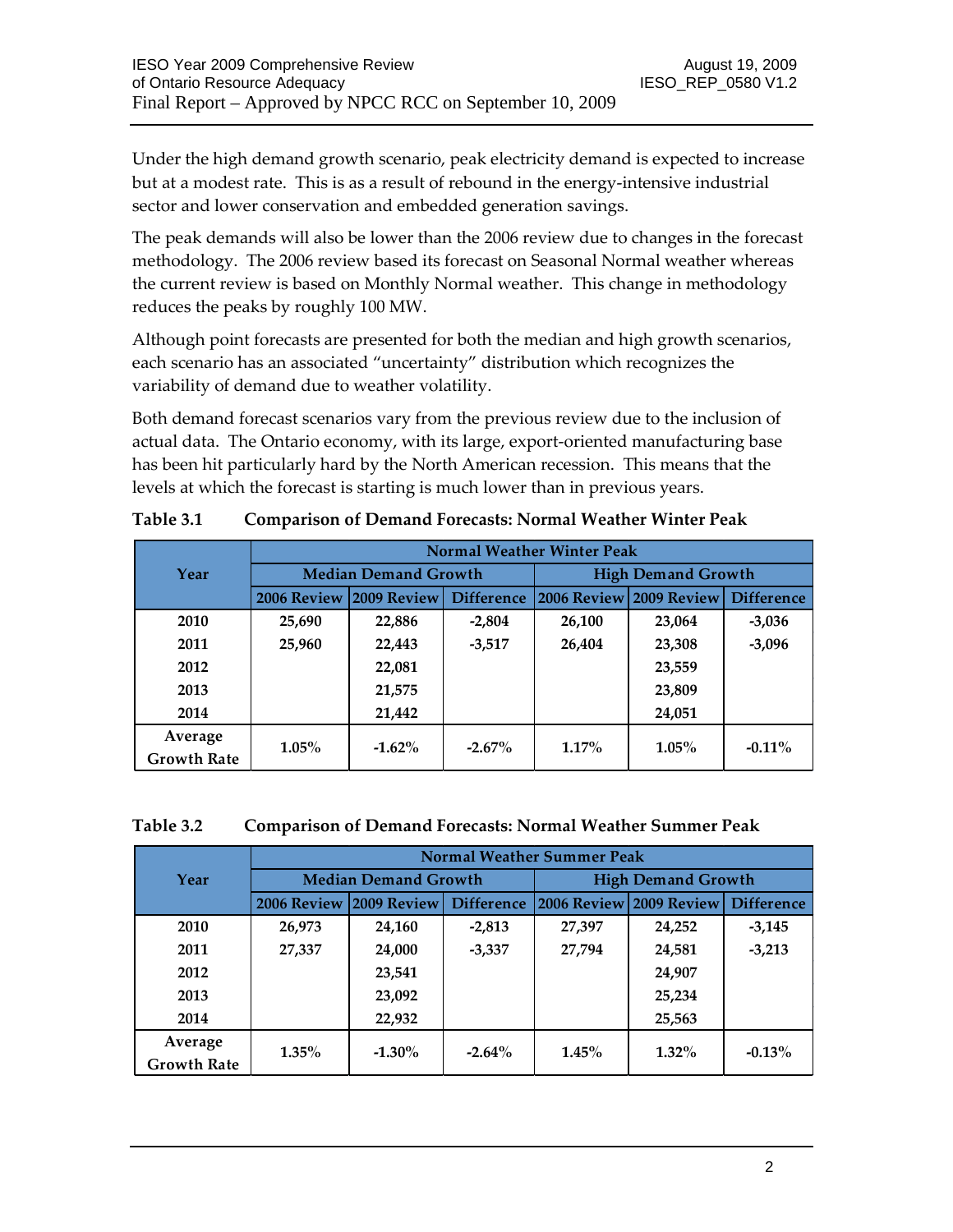Under the high demand growth scenario, peak electricity demand is expected to increase but at a modest rate. This is as a result of rebound in the energy-intensive industrial sector and lower conservation and embedded generation savings.

The peak demands will also be lower than the 2006 review due to changes in the forecast methodology. The 2006 review based its forecast on Seasonal Normal weather whereas the current review is based on Monthly Normal weather. This change in methodology reduces the peaks by roughly 100 MW.

Although point forecasts are presented for both the median and high growth scenarios, each scenario has an associated "uncertainty" distribution which recognizes the variability of demand due to weather volatility.

Both demand forecast scenarios vary from the previous review due to the inclusion of actual data. The Ontario economy, with its large, export-oriented manufacturing base has been hit particularly hard by the North American recession. This means that the levels at which the forecast is starting is much lower than in previous years.

**Table 3.1 Comparison of Demand Forecasts: Normal Weather Winter Peak**

| Year | Normal Weather Winter Peak | | | | | |
|---|---|---|---|---|---|---|
| | Median Demand Growth | | | High Demand Growth | | |
| | 2006 Review | 2009 Review | Difference | 2006 Review | 2009 Review | Difference |
| 2010 | 25,690 | 22,886 | -2,804 | 26,100 | 23,064 | -3,036 |
| 2011 | 25,960 | 22,443 | -3,517 | 26,404 | 23,308 | -3,096 |
| 2012 | | 22,081 | | | 23,559 | |
| 2013 | | 21,575 | | | 23,809 | |
| 2014 | | 21,442 | | | 24,051 | |
| Average Growth Rate | 1.05% | -1.62% | -2.67% | 1.17% | 1.05% | -0.11% |

**Table 3.2 Comparison of Demand Forecasts: Normal Weather Summer Peak**

| Year | Normal Weather Summer Peak | | | | | |
|---|---|---|---|---|---|---|
| | Median Demand Growth | | | High Demand Growth | | |
| | 2006 Review | 2009 Review | Difference | 2006 Review | 2009 Review | Difference |
| 2010 | 26,973 | 24,160 | -2,813 | 27,397 | 24,252 | -3,145 |
| 2011 | 27,337 | 24,000 | -3,337 | 27,794 | 24,581 | -3,213 |
| 2012 | | 23,541 | | | 24,907 | |
| 2013 | | 23,092 | | | 25,234 | |
| 2014 | | 22,932 | | | 25,563 | |
| Average Growth Rate | 1.35% | -1.30% | -2.64% | 1.45% | 1.32% | -0.13% |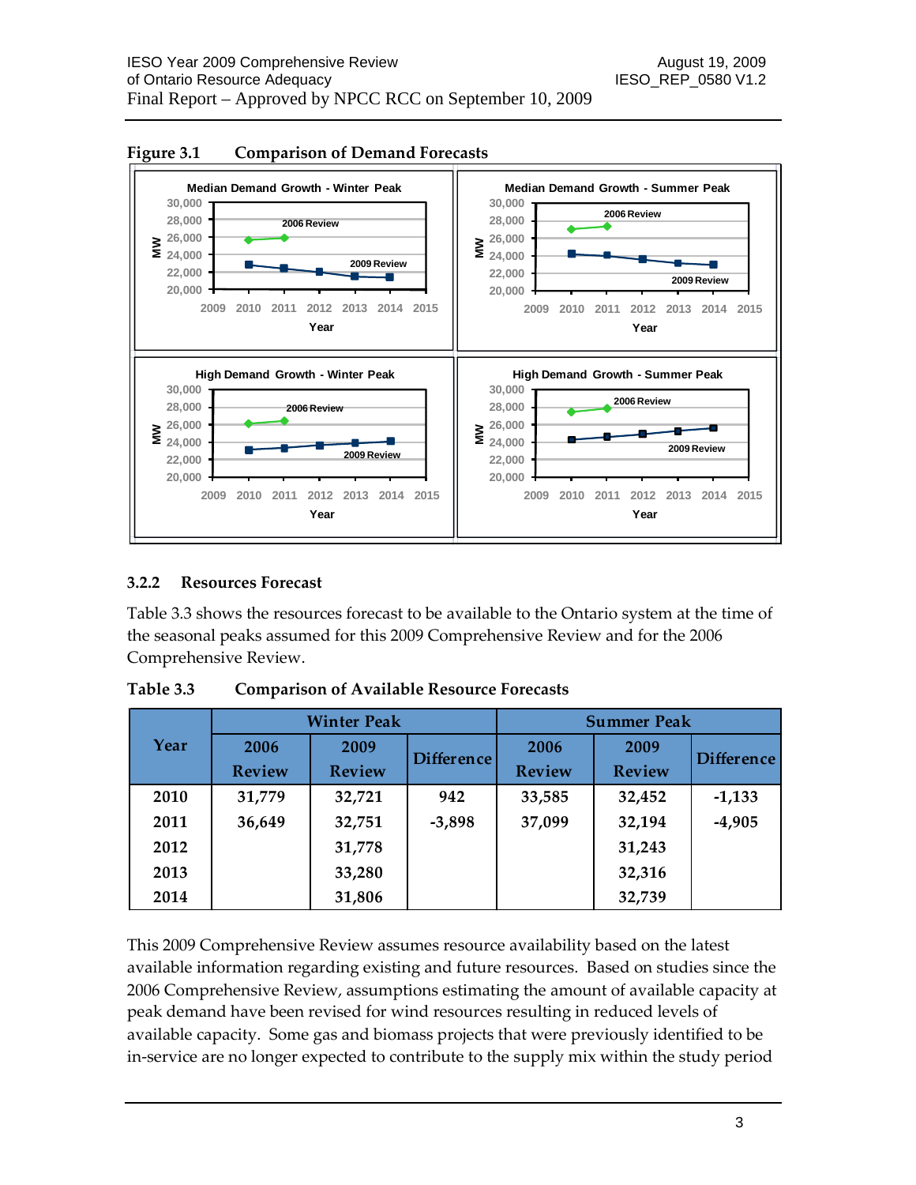**Figure 3.1 Comparison of Demand Forecasts**

### 3.2.2 Resources Forecast

Table 3.3 shows the resources forecast to be available to the Ontario system at the time of the seasonal peaks assumed for this 2009 Comprehensive Review and for the 2006 Comprehensive Review.

**Table 3.3 Comparison of Available Resource Forecasts**

| Year | Winter Peak | | | Summer Peak | | |
|---|---|---|---|---|---|---|
| | 2006 Review | 2009 Review | Difference | 2006 Review | 2009 Review | Difference |
| 2010 | 31,779 | 32,721 | 942 | 33,585 | 32,452 | -1,133 |
| 2011 | 36,649 | 32,751 | -3,898 | 37,099 | 32,194 | -4,905 |
| 2012 | | 31,778 | | | 31,243 | |
| 2013 | | 33,280 | | | 32,316 | |
| 2014 | | 31,806 | | | 32,739 | |

This 2009 Comprehensive Review assumes resource availability based on the latest available information regarding existing and future resources. Based on studies since the 2006 Comprehensive Review, assumptions estimating the amount of available capacity at peak demand have been revised for wind resources resulting in reduced levels of available capacity. Some gas and biomass projects that were previously identified to be in-service are no longer expected to contribute to the supply mix within the study period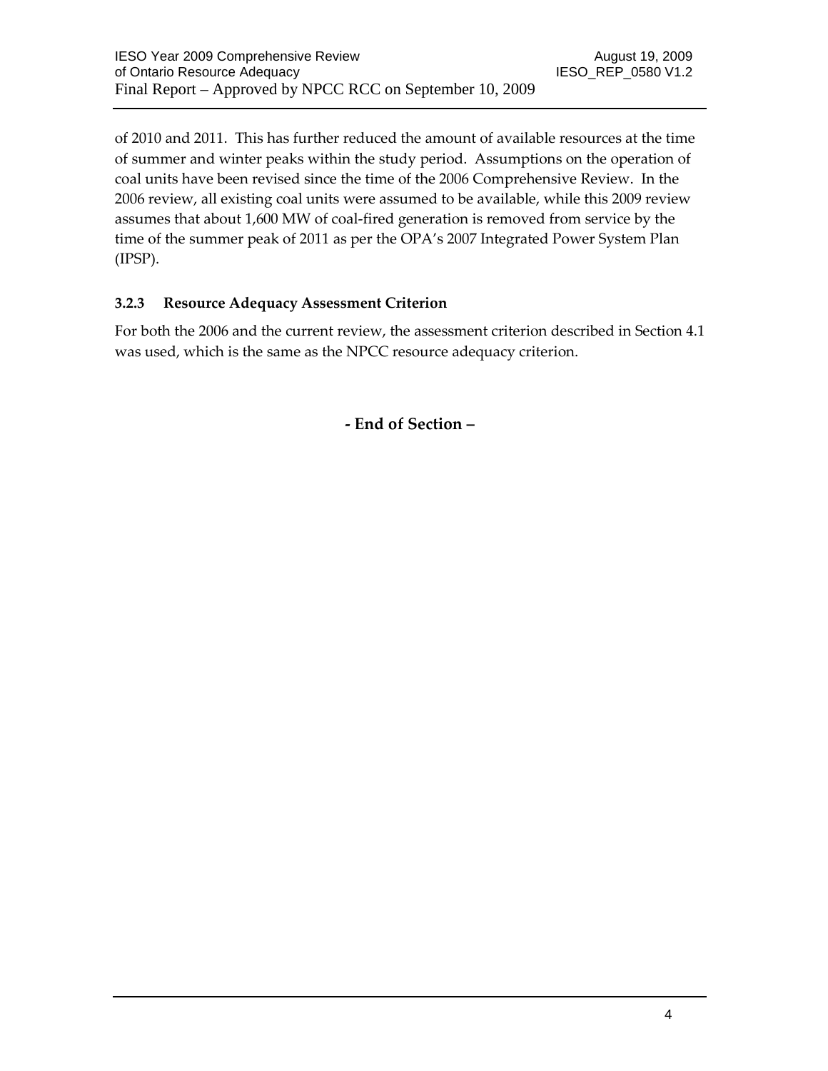of 2010 and 2011. This has further reduced the amount of available resources at the time of summer and winter peaks within the study period. Assumptions on the operation of coal units have been revised since the time of the 2006 Comprehensive Review. In the 2006 review, all existing coal units were assumed to be available, while this 2009 review assumes that about 1,600 MW of coal-fired generation is removed from service by the time of the summer peak of 2011 as per the OPA's 2007 Integrated Power System Plan (IPSP).

#### 3.2.3 Resource Adequacy Assessment Criterion

For both the 2006 and the current review, the assessment criterion described in Section 4.1 was used, which is the same as the NPCC resource adequacy criterion.

**- End of Section –**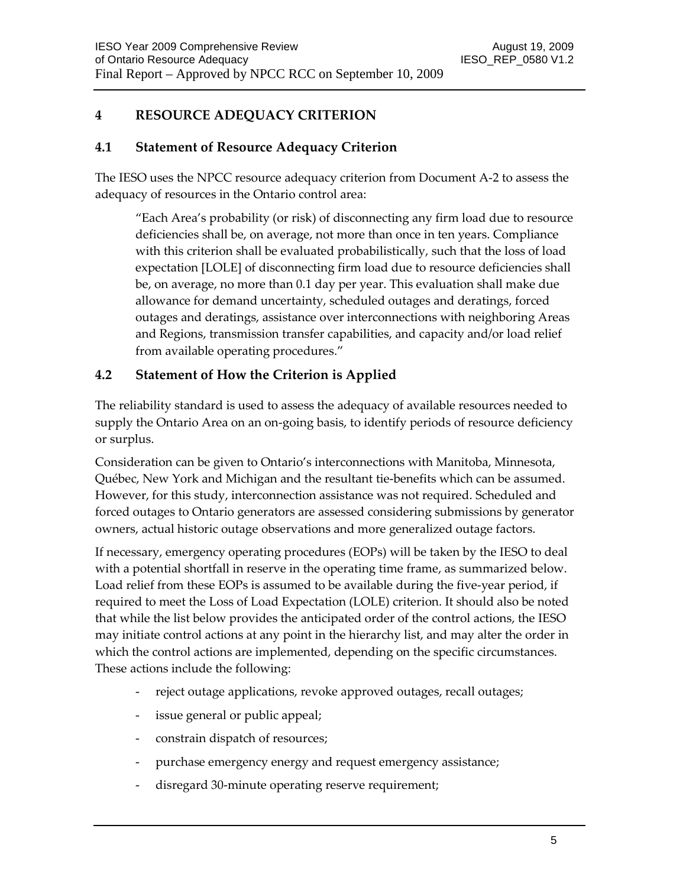## 4 RESOURCE ADEQUACY CRITERION

### 4.1 Statement of Resource Adequacy Criterion

The IESO uses the NPCC resource adequacy criterion from Document A-2 to assess the adequacy of resources in the Ontario control area:

> "Each Area's probability (or risk) of disconnecting any firm load due to resource deficiencies shall be, on average, not more than once in ten years. Compliance with this criterion shall be evaluated probabilistically, such that the loss of load expectation [LOLE] of disconnecting firm load due to resource deficiencies shall be, on average, no more than 0.1 day per year. This evaluation shall make due allowance for demand uncertainty, scheduled outages and deratings, forced outages and deratings, assistance over interconnections with neighboring Areas and Regions, transmission transfer capabilities, and capacity and/or load relief from available operating procedures."

### 4.2 Statement of How the Criterion is Applied

The reliability standard is used to assess the adequacy of available resources needed to supply the Ontario Area on an on-going basis, to identify periods of resource deficiency or surplus.

Consideration can be given to Ontario's interconnections with Manitoba, Minnesota, Québec, New York and Michigan and the resultant tie-benefits which can be assumed. However, for this study, interconnection assistance was not required. Scheduled and forced outages to Ontario generators are assessed considering submissions by generator owners, actual historic outage observations and more generalized outage factors.

If necessary, emergency operating procedures (EOPs) will be taken by the IESO to deal with a potential shortfall in reserve in the operating time frame, as summarized below. Load relief from these EOPs is assumed to be available during the five-year period, if required to meet the Loss of Load Expectation (LOLE) criterion. It should also be noted that while the list below provides the anticipated order of the control actions, the IESO may initiate control actions at any point in the hierarchy list, and may alter the order in which the control actions are implemented, depending on the specific circumstances. These actions include the following:

- reject outage applications, revoke approved outages, recall outages;
- issue general or public appeal;
- constrain dispatch of resources;
- purchase emergency energy and request emergency assistance;
- disregard 30-minute operating reserve requirement;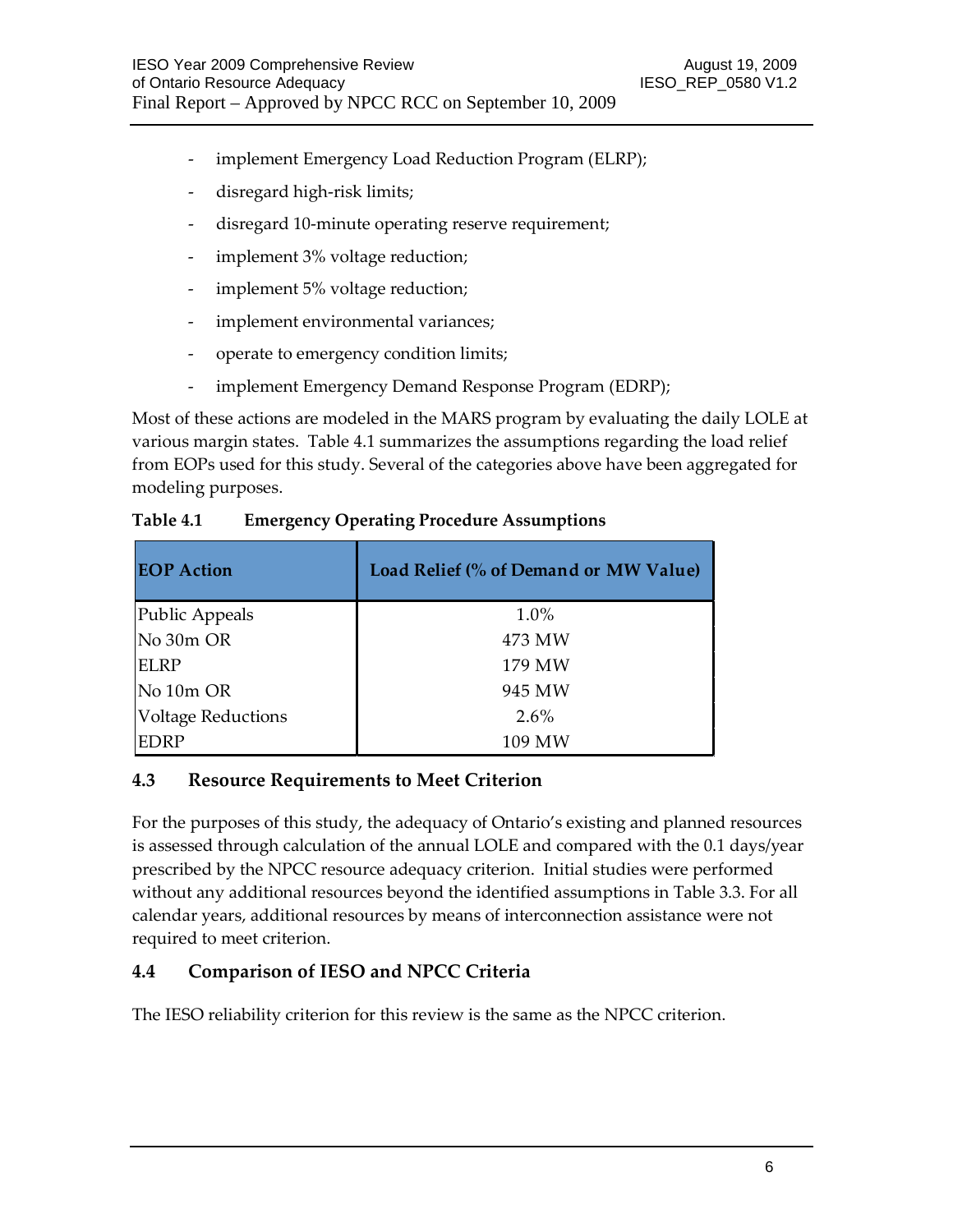- implement Emergency Load Reduction Program (ELRP);
- disregard high-risk limits;
- disregard 10-minute operating reserve requirement;
- implement 3% voltage reduction;
- implement 5% voltage reduction;
- implement environmental variances;
- operate to emergency condition limits;
- implement Emergency Demand Response Program (EDRP);

Most of these actions are modeled in the MARS program by evaluating the daily LOLE at various margin states. Table 4.1 summarizes the assumptions regarding the load relief from EOPs used for this study. Several of the categories above have been aggregated for modeling purposes.

**Table 4.1 Emergency Operating Procedure Assumptions**

| EOP Action | Load Relief (% of Demand or MW Value) |
|---|---|
| Public Appeals | 1.0% |
| No 30m OR | 473 MW |
| ELRP | 179 MW |
| No 10m OR | 945 MW |
| Voltage Reductions | 2.6% |
| EDRP | 109 MW |

## 4.3 Resource Requirements to Meet Criterion

For the purposes of this study, the adequacy of Ontario's existing and planned resources is assessed through calculation of the annual LOLE and compared with the 0.1 days/year prescribed by the NPCC resource adequacy criterion. Initial studies were performed without any additional resources beyond the identified assumptions in Table 3.3. For all calendar years, additional resources by means of interconnection assistance were not required to meet criterion.

## 4.4 Comparison of IESO and NPCC Criteria

The IESO reliability criterion for this review is the same as the NPCC criterion.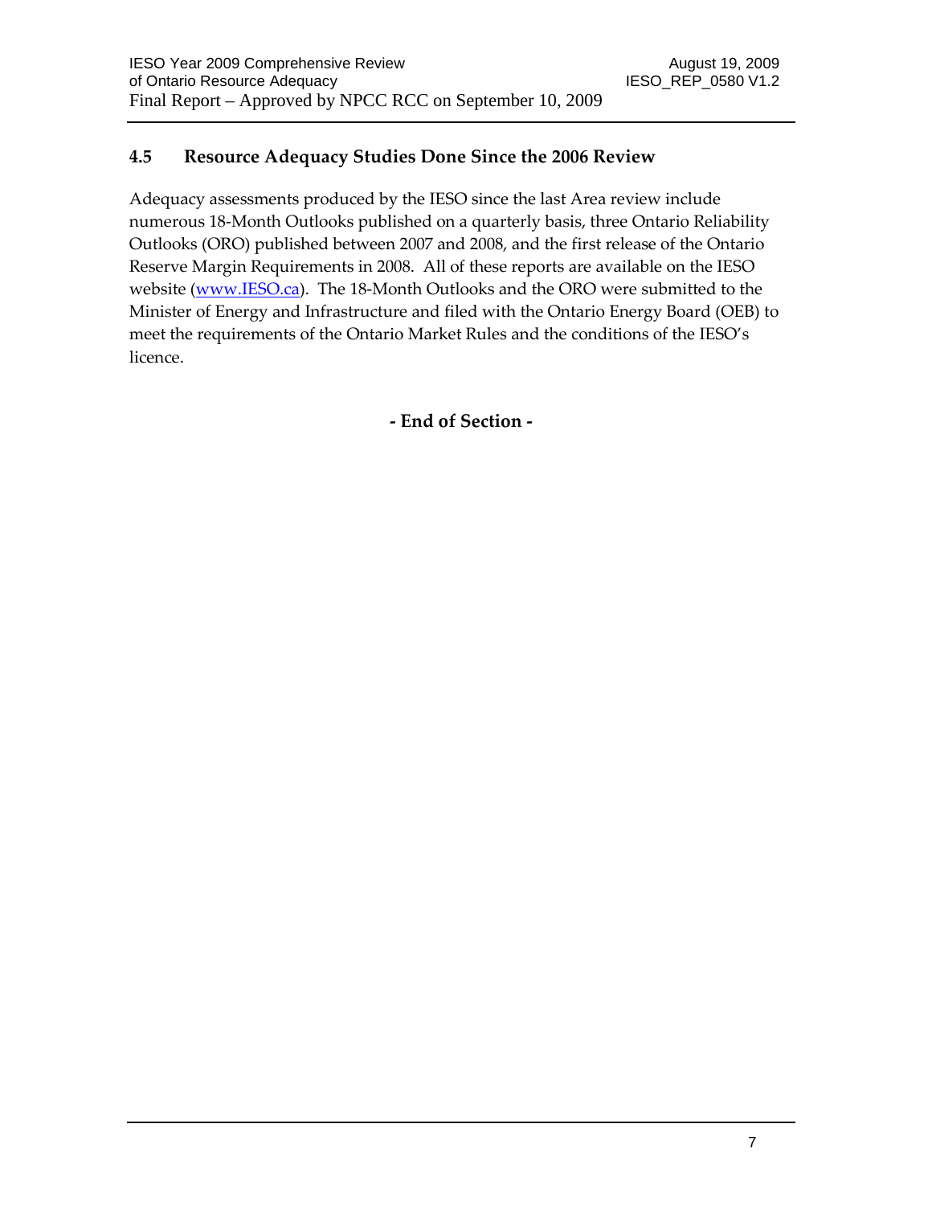## 4.5 Resource Adequacy Studies Done Since the 2006 Review

Adequacy assessments produced by the IESO since the last Area review include numerous 18-Month Outlooks published on a quarterly basis, three Ontario Reliability Outlooks (ORO) published between 2007 and 2008, and the first release of the Ontario Reserve Margin Requirements in 2008. All of these reports are available on the IESO website ([www.IESO.ca](http://www.IESO.ca)). The 18-Month Outlooks and the ORO were submitted to the Minister of Energy and Infrastructure and filed with the Ontario Energy Board (OEB) to meet the requirements of the Ontario Market Rules and the conditions of the IESO's licence.

**- End of Section -**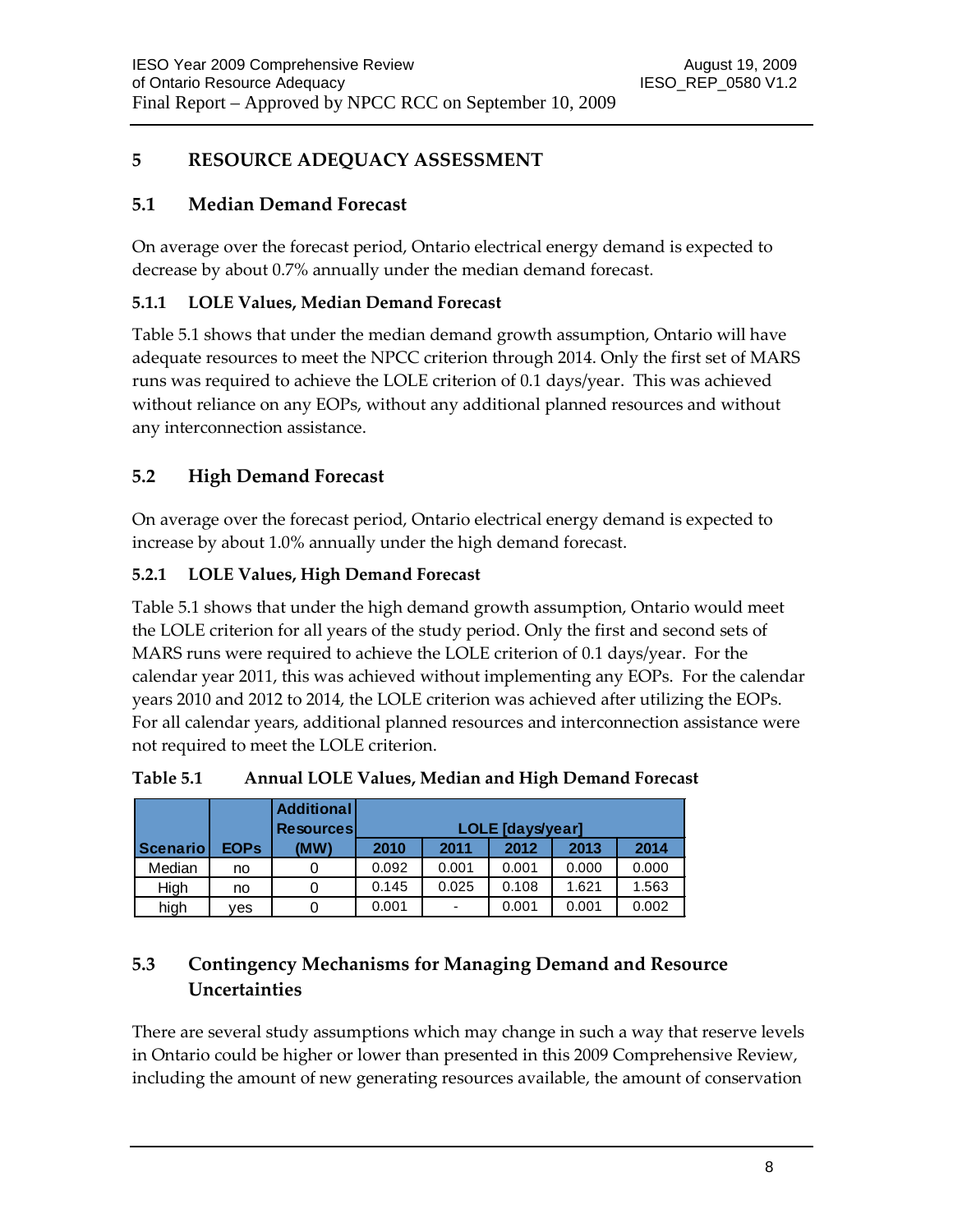## 5 RESOURCE ADEQUACY ASSESSMENT

### 5.1 Median Demand Forecast

On average over the forecast period, Ontario electrical energy demand is expected to decrease by about 0.7% annually under the median demand forecast.

#### 5.1.1 LOLE Values, Median Demand Forecast

Table 5.1 shows that under the median demand growth assumption, Ontario will have adequate resources to meet the NPCC criterion through 2014. Only the first set of MARS runs was required to achieve the LOLE criterion of 0.1 days/year. This was achieved without reliance on any EOPs, without any additional planned resources and without any interconnection assistance.

### 5.2 High Demand Forecast

On average over the forecast period, Ontario electrical energy demand is expected to increase by about 1.0% annually under the high demand forecast.

#### 5.2.1 LOLE Values, High Demand Forecast

Table 5.1 shows that under the high demand growth assumption, Ontario would meet the LOLE criterion for all years of the study period. Only the first and second sets of MARS runs were required to achieve the LOLE criterion of 0.1 days/year. For the calendar year 2011, this was achieved without implementing any EOPs. For the calendar years 2010 and 2012 to 2014, the LOLE criterion was achieved after utilizing the EOPs. For all calendar years, additional planned resources and interconnection assistance were not required to meet the LOLE criterion.

**Table 5.1 Annual LOLE Values, Median and High Demand Forecast**

| Scenario | EOPs | Additional Resources (MW) | LOLE [days/year] | | | | |
|---|---|---|---|---|---|---|---|
| | | | 2010 | 2011 | 2012 | 2013 | 2014 |
| Median | no | 0 | 0.092 | 0.001 | 0.001 | 0.000 | 0.000 |
| High | no | 0 | 0.145 | 0.025 | 0.108 | 1.621 | 1.563 |
| high | yes | 0 | 0.001 | - | 0.001 | 0.001 | 0.002 |

### 5.3 Contingency Mechanisms for Managing Demand and Resource Uncertainties

There are several study assumptions which may change in such a way that reserve levels in Ontario could be higher or lower than presented in this 2009 Comprehensive Review, including the amount of new generating resources available, the amount of conservation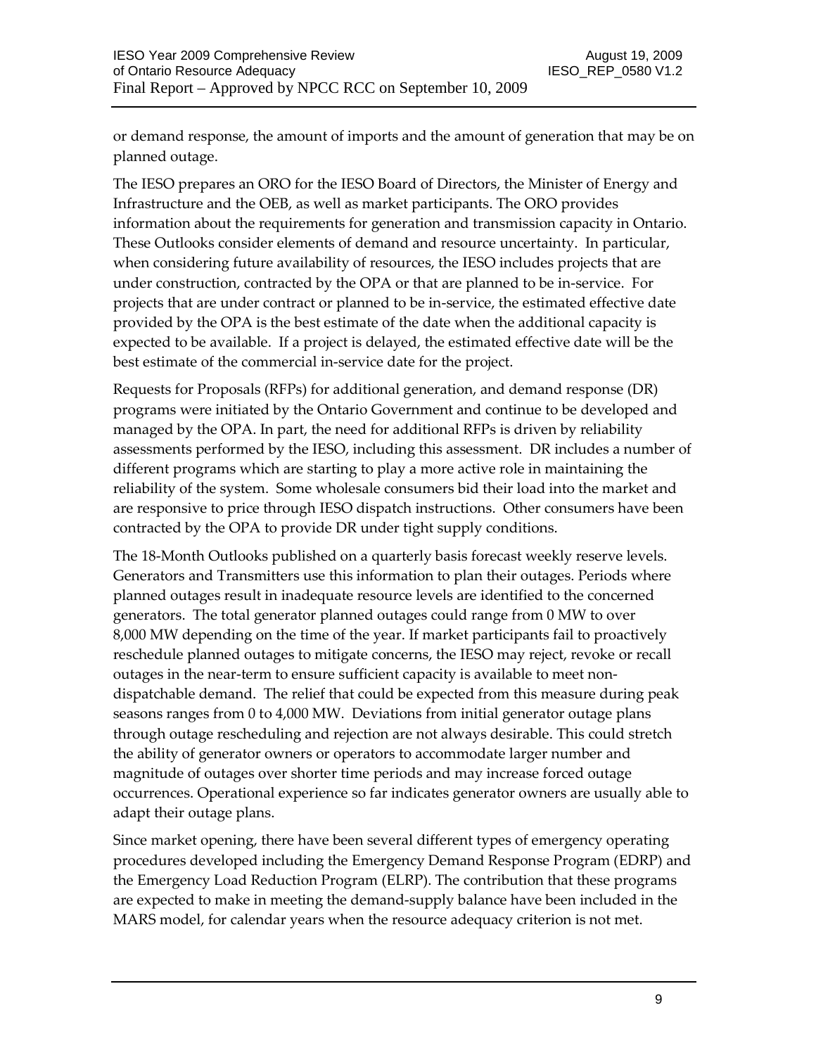or demand response, the amount of imports and the amount of generation that may be on planned outage.

The IESO prepares an ORO for the IESO Board of Directors, the Minister of Energy and Infrastructure and the OEB, as well as market participants. The ORO provides information about the requirements for generation and transmission capacity in Ontario. These Outlooks consider elements of demand and resource uncertainty. In particular, when considering future availability of resources, the IESO includes projects that are under construction, contracted by the OPA or that are planned to be in-service. For projects that are under contract or planned to be in-service, the estimated effective date provided by the OPA is the best estimate of the date when the additional capacity is expected to be available. If a project is delayed, the estimated effective date will be the best estimate of the commercial in-service date for the project.

Requests for Proposals (RFPs) for additional generation, and demand response (DR) programs were initiated by the Ontario Government and continue to be developed and managed by the OPA. In part, the need for additional RFPs is driven by reliability assessments performed by the IESO, including this assessment. DR includes a number of different programs which are starting to play a more active role in maintaining the reliability of the system. Some wholesale consumers bid their load into the market and are responsive to price through IESO dispatch instructions. Other consumers have been contracted by the OPA to provide DR under tight supply conditions.

The 18-Month Outlooks published on a quarterly basis forecast weekly reserve levels. Generators and Transmitters use this information to plan their outages. Periods where planned outages result in inadequate resource levels are identified to the concerned generators. The total generator planned outages could range from 0 MW to over 8,000 MW depending on the time of the year. If market participants fail to proactively reschedule planned outages to mitigate concerns, the IESO may reject, revoke or recall outages in the near-term to ensure sufficient capacity is available to meet non-dispatchable demand. The relief that could be expected from this measure during peak seasons ranges from 0 to 4,000 MW. Deviations from initial generator outage plans through outage rescheduling and rejection are not always desirable. This could stretch the ability of generator owners or operators to accommodate larger number and magnitude of outages over shorter time periods and may increase forced outage occurrences. Operational experience so far indicates generator owners are usually able to adapt their outage plans.

Since market opening, there have been several different types of emergency operating procedures developed including the Emergency Demand Response Program (EDRP) and the Emergency Load Reduction Program (ELRP). The contribution that these programs are expected to make in meeting the demand-supply balance have been included in the MARS model, for calendar years when the resource adequacy criterion is not met.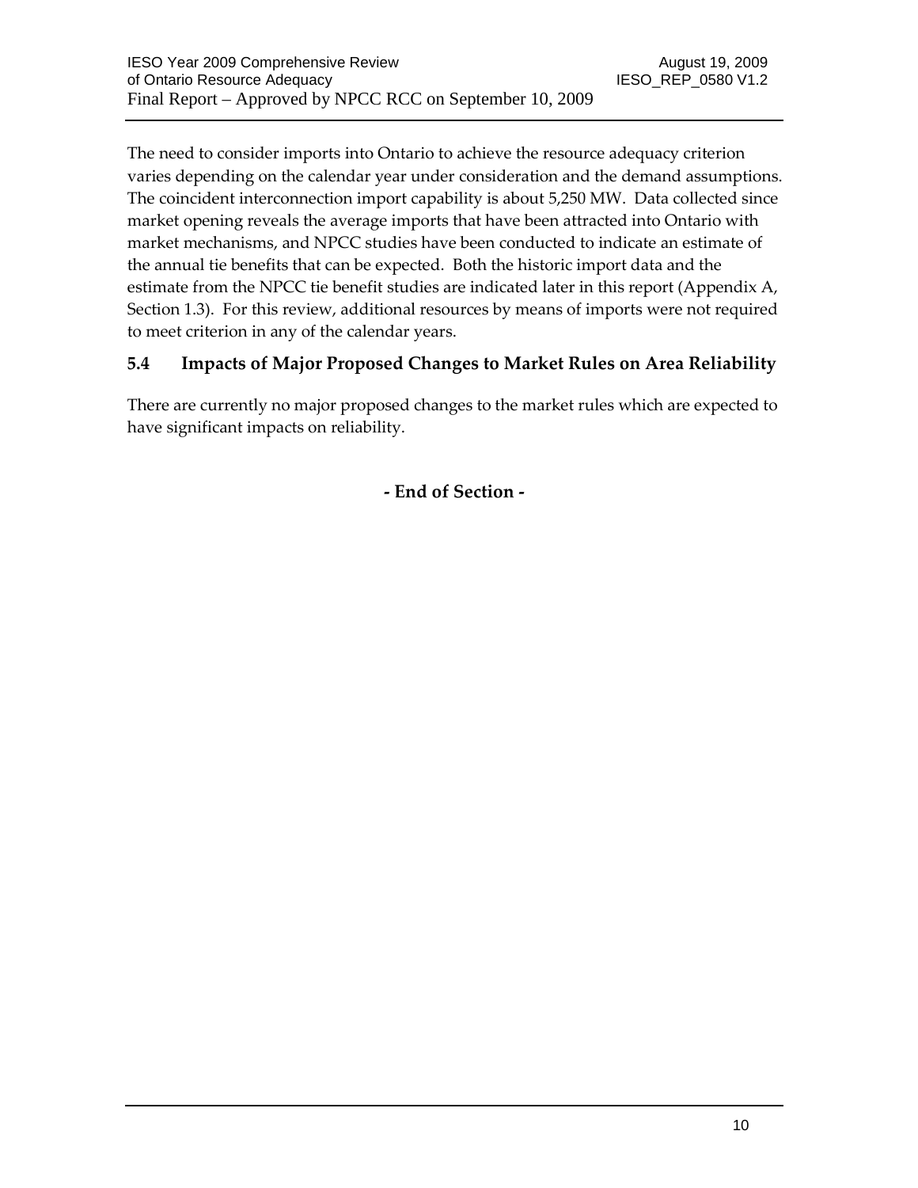The need to consider imports into Ontario to achieve the resource adequacy criterion varies depending on the calendar year under consideration and the demand assumptions. The coincident interconnection import capability is about 5,250 MW. Data collected since market opening reveals the average imports that have been attracted into Ontario with market mechanisms, and NPCC studies have been conducted to indicate an estimate of the annual tie benefits that can be expected. Both the historic import data and the estimate from the NPCC tie benefit studies are indicated later in this report (Appendix A, Section 1.3). For this review, additional resources by means of imports were not required to meet criterion in any of the calendar years.

### 5.4 Impacts of Major Proposed Changes to Market Rules on Area Reliability

There are currently no major proposed changes to the market rules which are expected to have significant impacts on reliability.

**- End of Section -**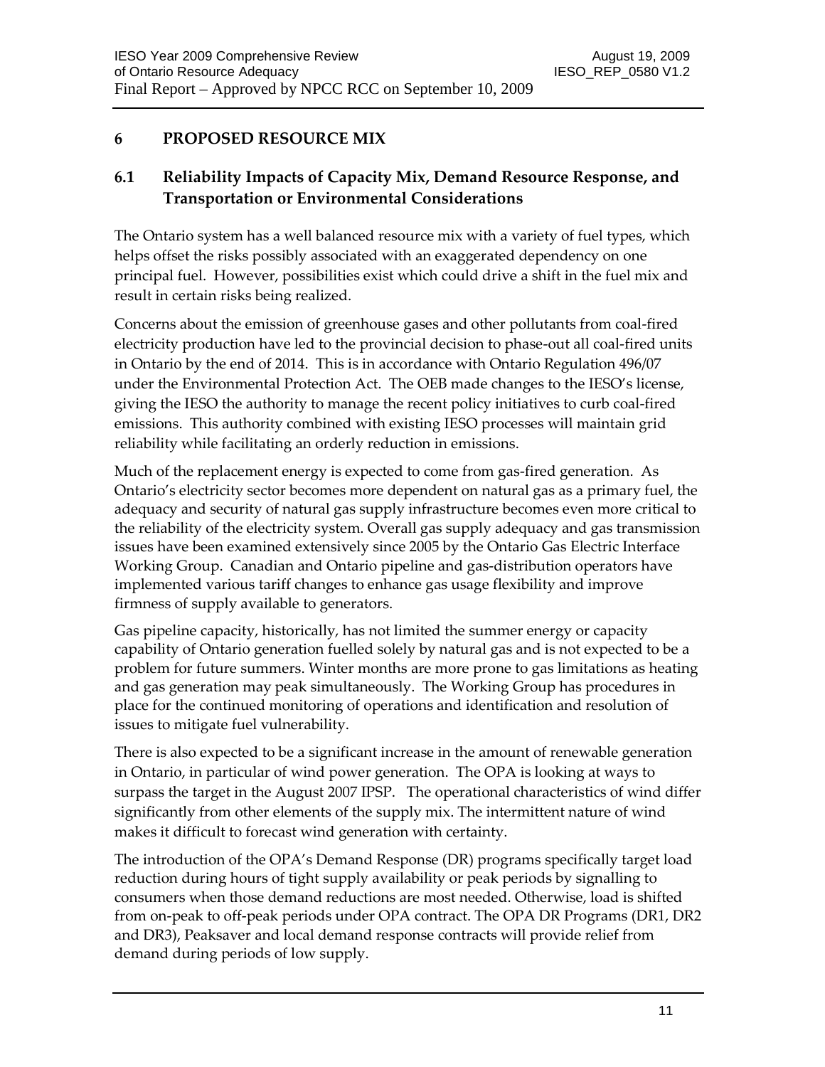# 6 PROPOSED RESOURCE MIX

## 6.1 Reliability Impacts of Capacity Mix, Demand Resource Response, and Transportation or Environmental Considerations

The Ontario system has a well balanced resource mix with a variety of fuel types, which helps offset the risks possibly associated with an exaggerated dependency on one principal fuel. However, possibilities exist which could drive a shift in the fuel mix and result in certain risks being realized.

Concerns about the emission of greenhouse gases and other pollutants from coal-fired electricity production have led to the provincial decision to phase-out all coal-fired units in Ontario by the end of 2014. This is in accordance with Ontario Regulation 496/07 under the Environmental Protection Act. The OEB made changes to the IESO's license, giving the IESO the authority to manage the recent policy initiatives to curb coal-fired emissions. This authority combined with existing IESO processes will maintain grid reliability while facilitating an orderly reduction in emissions.

Much of the replacement energy is expected to come from gas-fired generation. As Ontario's electricity sector becomes more dependent on natural gas as a primary fuel, the adequacy and security of natural gas supply infrastructure becomes even more critical to the reliability of the electricity system. Overall gas supply adequacy and gas transmission issues have been examined extensively since 2005 by the Ontario Gas Electric Interface Working Group. Canadian and Ontario pipeline and gas-distribution operators have implemented various tariff changes to enhance gas usage flexibility and improve firmness of supply available to generators.

Gas pipeline capacity, historically, has not limited the summer energy or capacity capability of Ontario generation fuelled solely by natural gas and is not expected to be a problem for future summers. Winter months are more prone to gas limitations as heating and gas generation may peak simultaneously. The Working Group has procedures in place for the continued monitoring of operations and identification and resolution of issues to mitigate fuel vulnerability.

There is also expected to be a significant increase in the amount of renewable generation in Ontario, in particular of wind power generation. The OPA is looking at ways to surpass the target in the August 2007 IPSP. The operational characteristics of wind differ significantly from other elements of the supply mix. The intermittent nature of wind makes it difficult to forecast wind generation with certainty.

The introduction of the OPA's Demand Response (DR) programs specifically target load reduction during hours of tight supply availability or peak periods by signalling to consumers when those demand reductions are most needed. Otherwise, load is shifted from on-peak to off-peak periods under OPA contract. The OPA DR Programs (DR1, DR2 and DR3), Peaksaver and local demand response contracts will provide relief from demand during periods of low supply.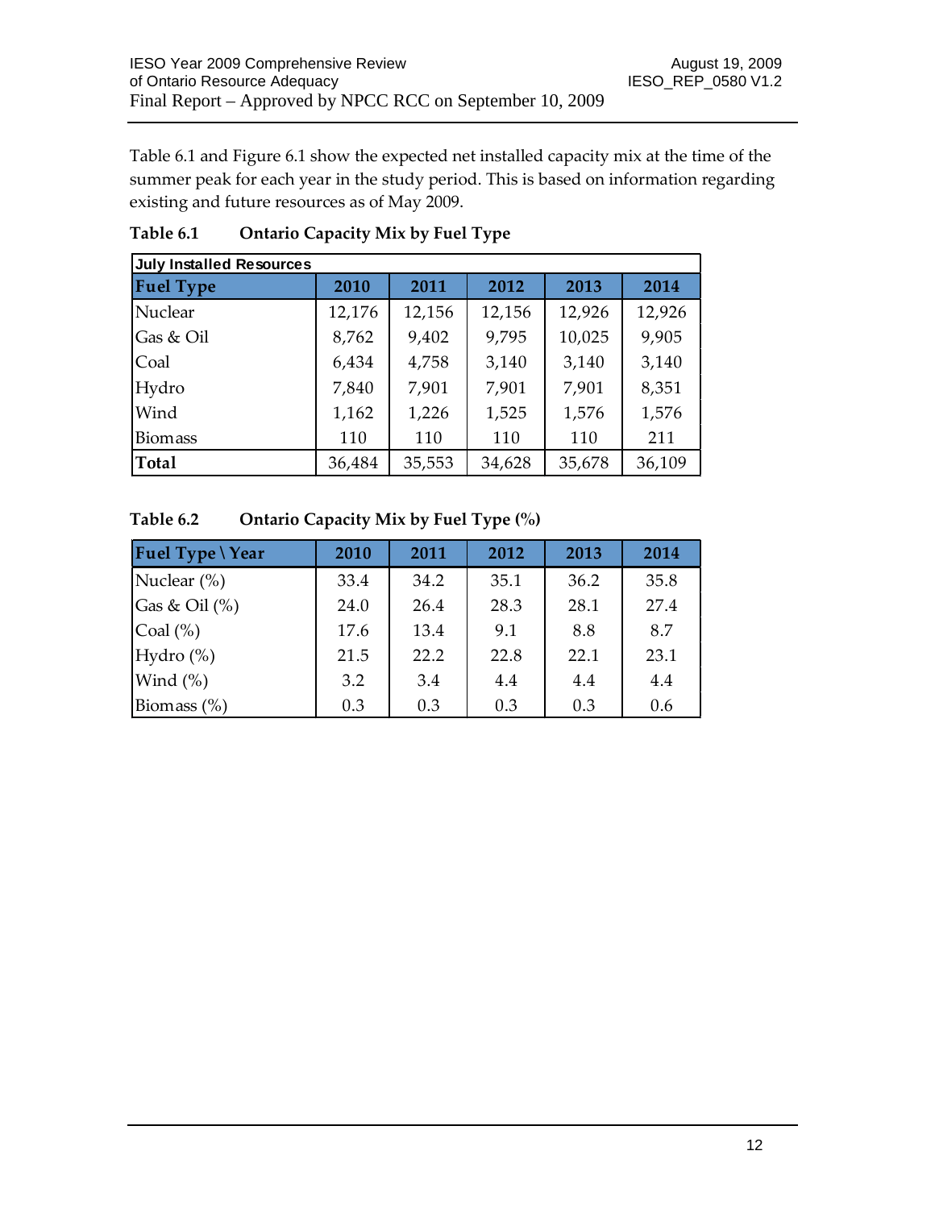Table 6.1 and Figure 6.1 show the expected net installed capacity mix at the time of the summer peak for each year in the study period. This is based on information regarding existing and future resources as of May 2009.

**Table 6.1 Ontario Capacity Mix by Fuel Type**

| July Installed Resources | | | | | |
|---|---|---|---|---|---|
| **Fuel Type** | **2010** | **2011** | **2012** | **2013** | **2014** |
| Nuclear | 12,176 | 12,156 | 12,156 | 12,926 | 12,926 |
| Gas & Oil | 8,762 | 9,402 | 9,795 | 10,025 | 9,905 |
| Coal | 6,434 | 4,758 | 3,140 | 3,140 | 3,140 |
| Hydro | 7,840 | 7,901 | 7,901 | 7,901 | 8,351 |
| Wind | 1,162 | 1,226 | 1,525 | 1,576 | 1,576 |
| Biomass | 110 | 110 | 110 | 110 | 211 |
| **Total** | 36,484 | 35,553 | 34,628 | 35,678 | 36,109 |

**Table 6.2 Ontario Capacity Mix by Fuel Type (%)**

| Fuel Type \ Year | 2010 | 2011 | 2012 | 2013 | 2014 |
|---|---|---|---|---|---|
| Nuclear (%) | 33.4 | 34.2 | 35.1 | 36.2 | 35.8 |
| Gas & Oil (%) | 24.0 | 26.4 | 28.3 | 28.1 | 27.4 |
| Coal (%) | 17.6 | 13.4 | 9.1 | 8.8 | 8.7 |
| Hydro (%) | 21.5 | 22.2 | 22.8 | 22.1 | 23.1 |
| Wind (%) | 3.2 | 3.4 | 4.4 | 4.4 | 4.4 |
| Biomass (%) | 0.3 | 0.3 | 0.3 | 0.3 | 0.6 |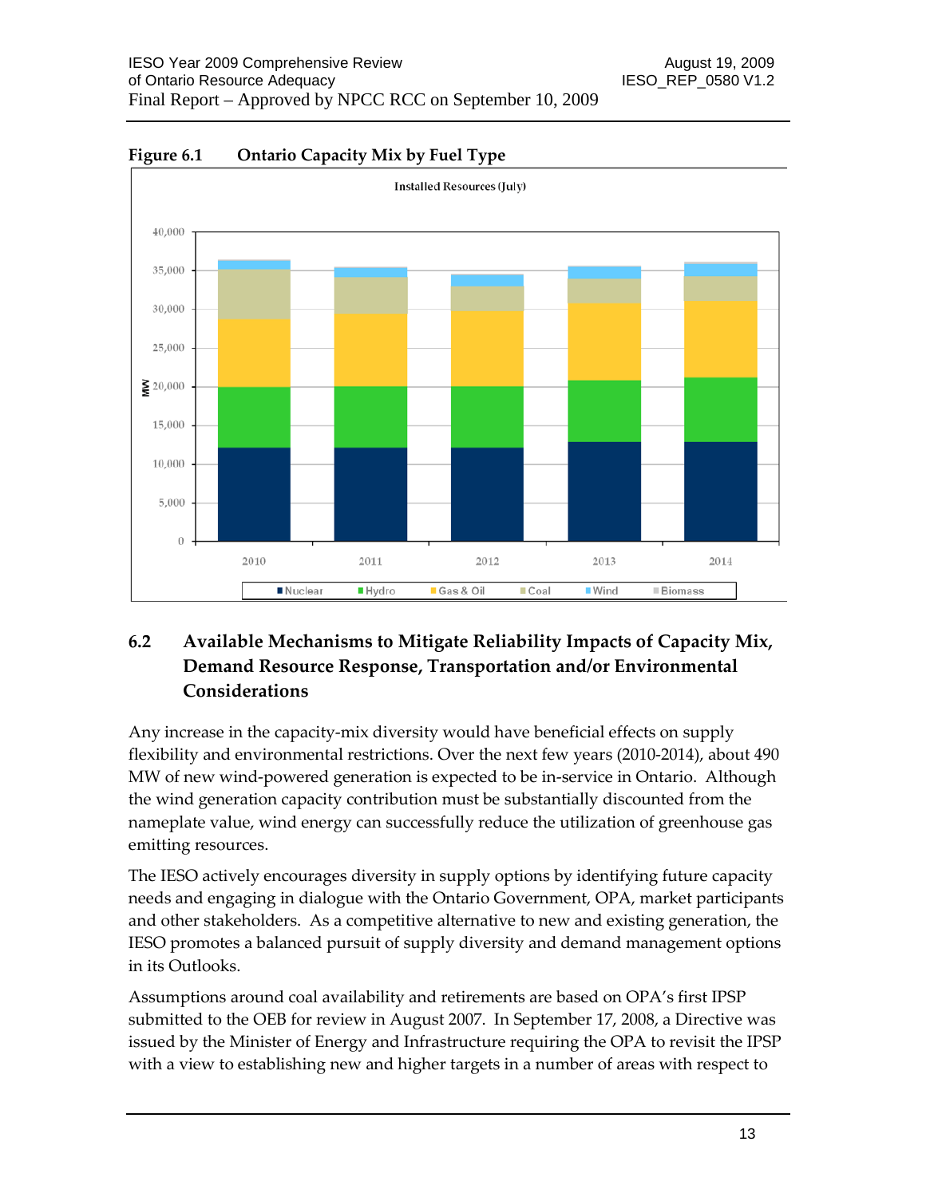**Figure 6.1 Ontario Capacity Mix by Fuel Type**

## 6.2 Available Mechanisms to Mitigate Reliability Impacts of Capacity Mix, Demand Resource Response, Transportation and/or Environmental Considerations

Any increase in the capacity-mix diversity would have beneficial effects on supply flexibility and environmental restrictions. Over the next few years (2010-2014), about 490 MW of new wind-powered generation is expected to be in-service in Ontario. Although the wind generation capacity contribution must be substantially discounted from the nameplate value, wind energy can successfully reduce the utilization of greenhouse gas emitting resources.

The IESO actively encourages diversity in supply options by identifying future capacity needs and engaging in dialogue with the Ontario Government, OPA, market participants and other stakeholders. As a competitive alternative to new and existing generation, the IESO promotes a balanced pursuit of supply diversity and demand management options in its Outlooks.

Assumptions around coal availability and retirements are based on OPA's first IPSP submitted to the OEB for review in August 2007. In September 17, 2008, a Directive was issued by the Minister of Energy and Infrastructure requiring the OPA to revisit the IPSP with a view to establishing new and higher targets in a number of areas with respect to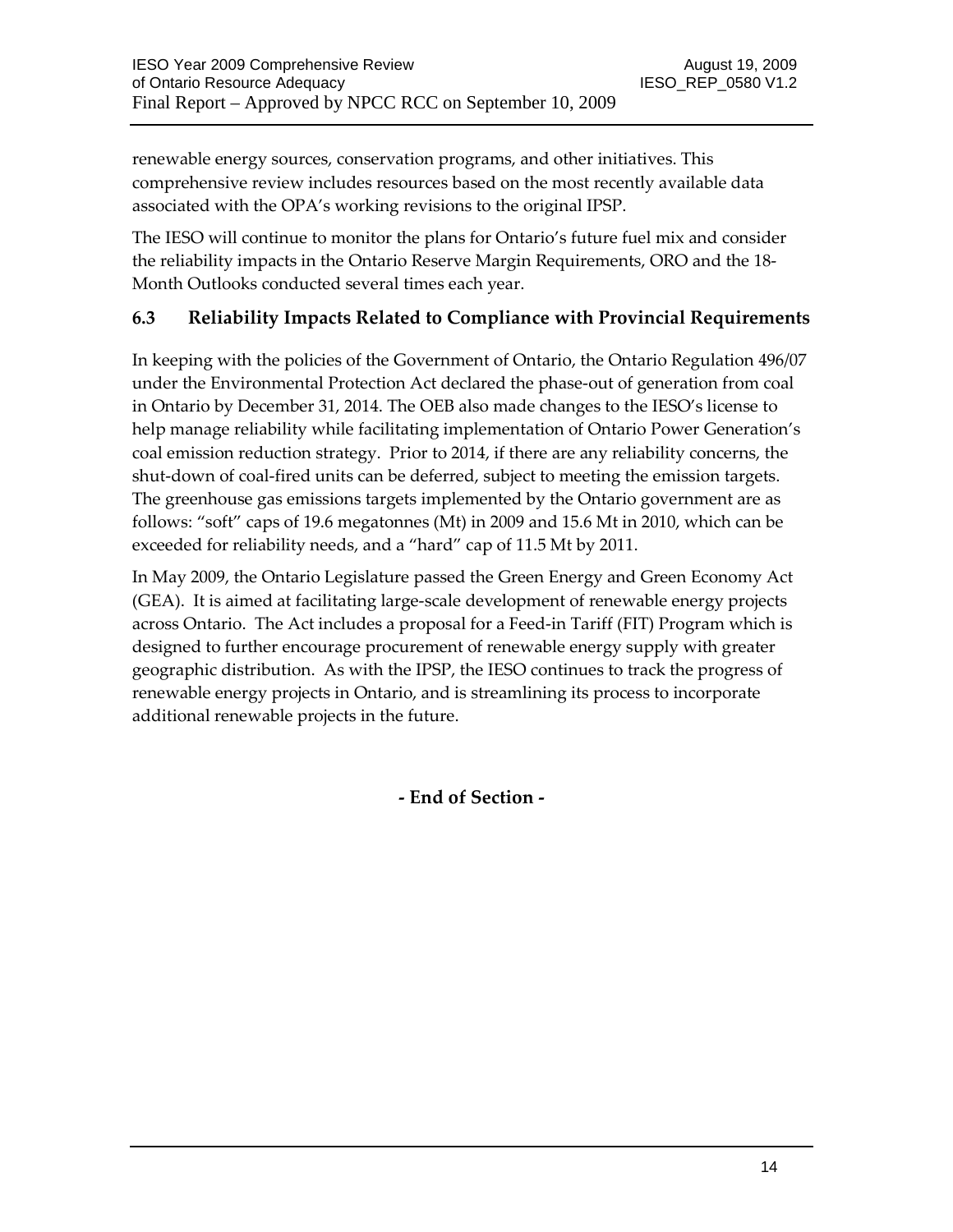renewable energy sources, conservation programs, and other initiatives. This comprehensive review includes resources based on the most recently available data associated with the OPA's working revisions to the original IPSP.

The IESO will continue to monitor the plans for Ontario's future fuel mix and consider the reliability impacts in the Ontario Reserve Margin Requirements, ORO and the 18-Month Outlooks conducted several times each year.

### 6.3 Reliability Impacts Related to Compliance with Provincial Requirements

In keeping with the policies of the Government of Ontario, the Ontario Regulation 496/07 under the Environmental Protection Act declared the phase-out of generation from coal in Ontario by December 31, 2014. The OEB also made changes to the IESO's license to help manage reliability while facilitating implementation of Ontario Power Generation's coal emission reduction strategy. Prior to 2014, if there are any reliability concerns, the shut-down of coal-fired units can be deferred, subject to meeting the emission targets. The greenhouse gas emissions targets implemented by the Ontario government are as follows: "soft" caps of 19.6 megatonnes (Mt) in 2009 and 15.6 Mt in 2010, which can be exceeded for reliability needs, and a "hard" cap of 11.5 Mt by 2011.

In May 2009, the Ontario Legislature passed the Green Energy and Green Economy Act (GEA). It is aimed at facilitating large-scale development of renewable energy projects across Ontario. The Act includes a proposal for a Feed-in Tariff (FIT) Program which is designed to further encourage procurement of renewable energy supply with greater geographic distribution. As with the IPSP, the IESO continues to track the progress of renewable energy projects in Ontario, and is streamlining its process to incorporate additional renewable projects in the future.

**- End of Section -**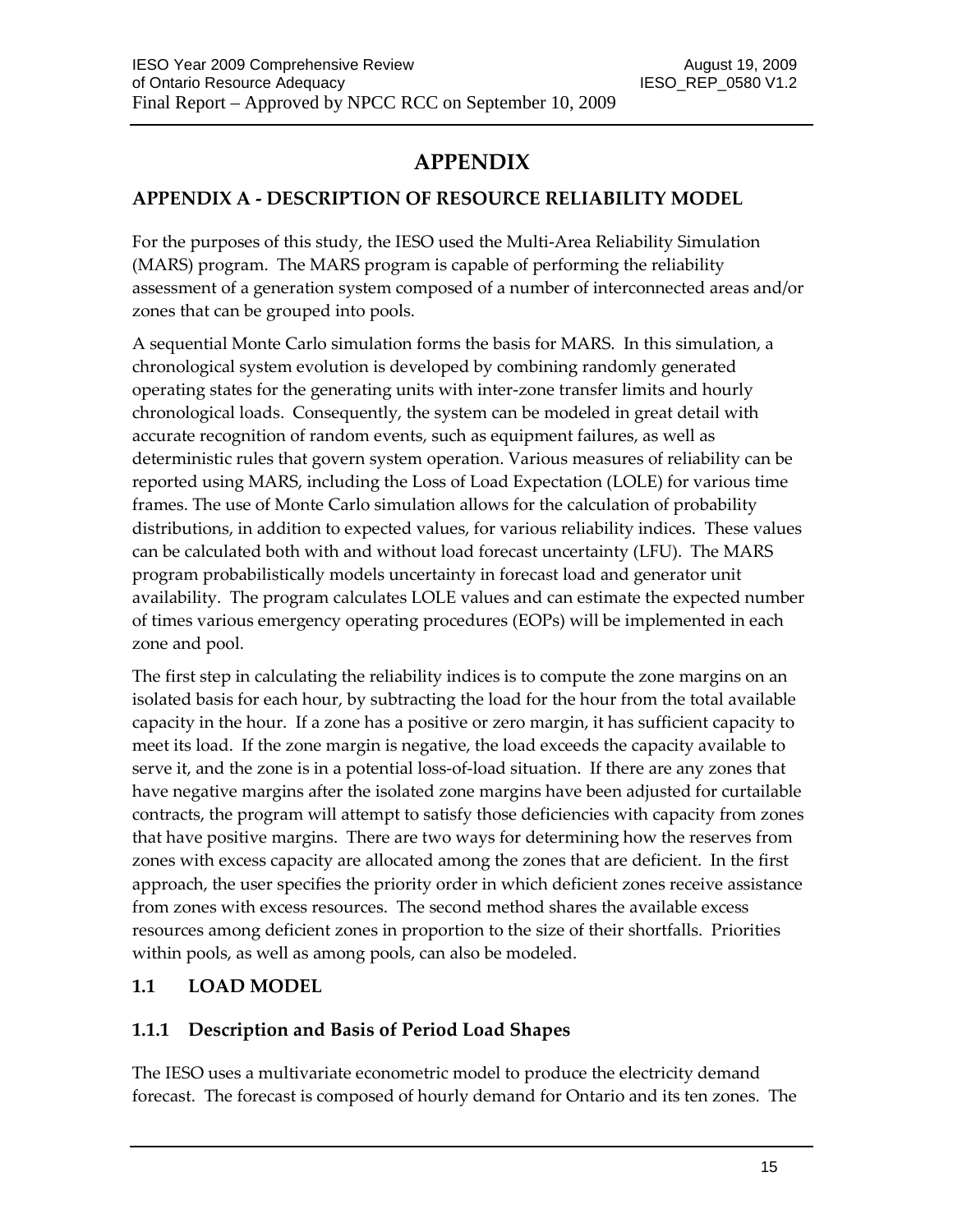# APPENDIX

## APPENDIX A - DESCRIPTION OF RESOURCE RELIABILITY MODEL

For the purposes of this study, the IESO used the Multi-Area Reliability Simulation (MARS) program. The MARS program is capable of performing the reliability assessment of a generation system composed of a number of interconnected areas and/or zones that can be grouped into pools.

A sequential Monte Carlo simulation forms the basis for MARS. In this simulation, a chronological system evolution is developed by combining randomly generated operating states for the generating units with inter-zone transfer limits and hourly chronological loads. Consequently, the system can be modeled in great detail with accurate recognition of random events, such as equipment failures, as well as deterministic rules that govern system operation. Various measures of reliability can be reported using MARS, including the Loss of Load Expectation (LOLE) for various time frames. The use of Monte Carlo simulation allows for the calculation of probability distributions, in addition to expected values, for various reliability indices. These values can be calculated both with and without load forecast uncertainty (LFU). The MARS program probabilistically models uncertainty in forecast load and generator unit availability. The program calculates LOLE values and can estimate the expected number of times various emergency operating procedures (EOPs) will be implemented in each zone and pool.

The first step in calculating the reliability indices is to compute the zone margins on an isolated basis for each hour, by subtracting the load for the hour from the total available capacity in the hour. If a zone has a positive or zero margin, it has sufficient capacity to meet its load. If the zone margin is negative, the load exceeds the capacity available to serve it, and the zone is in a potential loss-of-load situation. If there are any zones that have negative margins after the isolated zone margins have been adjusted for curtailable contracts, the program will attempt to satisfy those deficiencies with capacity from zones that have positive margins. There are two ways for determining how the reserves from zones with excess capacity are allocated among the zones that are deficient. In the first approach, the user specifies the priority order in which deficient zones receive assistance from zones with excess resources. The second method shares the available excess resources among deficient zones in proportion to the size of their shortfalls. Priorities within pools, as well as among pools, can also be modeled.

### 1.1 LOAD MODEL

#### 1.1.1 Description and Basis of Period Load Shapes

The IESO uses a multivariate econometric model to produce the electricity demand forecast. The forecast is composed of hourly demand for Ontario and its ten zones. The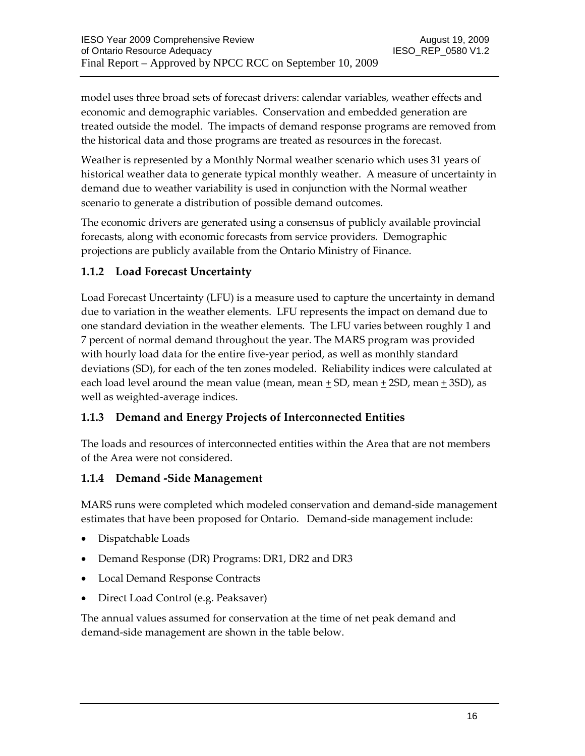model uses three broad sets of forecast drivers: calendar variables, weather effects and economic and demographic variables. Conservation and embedded generation are treated outside the model. The impacts of demand response programs are removed from the historical data and those programs are treated as resources in the forecast.

Weather is represented by a Monthly Normal weather scenario which uses 31 years of historical weather data to generate typical monthly weather. A measure of uncertainty in demand due to weather variability is used in conjunction with the Normal weather scenario to generate a distribution of possible demand outcomes.

The economic drivers are generated using a consensus of publicly available provincial forecasts, along with economic forecasts from service providers. Demographic projections are publicly available from the Ontario Ministry of Finance.

### 1.1.2 Load Forecast Uncertainty

Load Forecast Uncertainty (LFU) is a measure used to capture the uncertainty in demand due to variation in the weather elements. LFU represents the impact on demand due to one standard deviation in the weather elements. The LFU varies between roughly 1 and 7 percent of normal demand throughout the year. The MARS program was provided with hourly load data for the entire five-year period, as well as monthly standard deviations (SD), for each of the ten zones modeled. Reliability indices were calculated at each load level around the mean value (mean, mean ± SD, mean ± 2SD, mean ± 3SD), as well as weighted-average indices.

### 1.1.3 Demand and Energy Projects of Interconnected Entities

The loads and resources of interconnected entities within the Area that are not members of the Area were not considered.

### 1.1.4 Demand -Side Management

MARS runs were completed which modeled conservation and demand-side management estimates that have been proposed for Ontario. Demand-side management include:

- Dispatchable Loads
- Demand Response (DR) Programs: DR1, DR2 and DR3
- Local Demand Response Contracts
- Direct Load Control (e.g. Peaksaver)

The annual values assumed for conservation at the time of net peak demand and demand-side management are shown in the table below.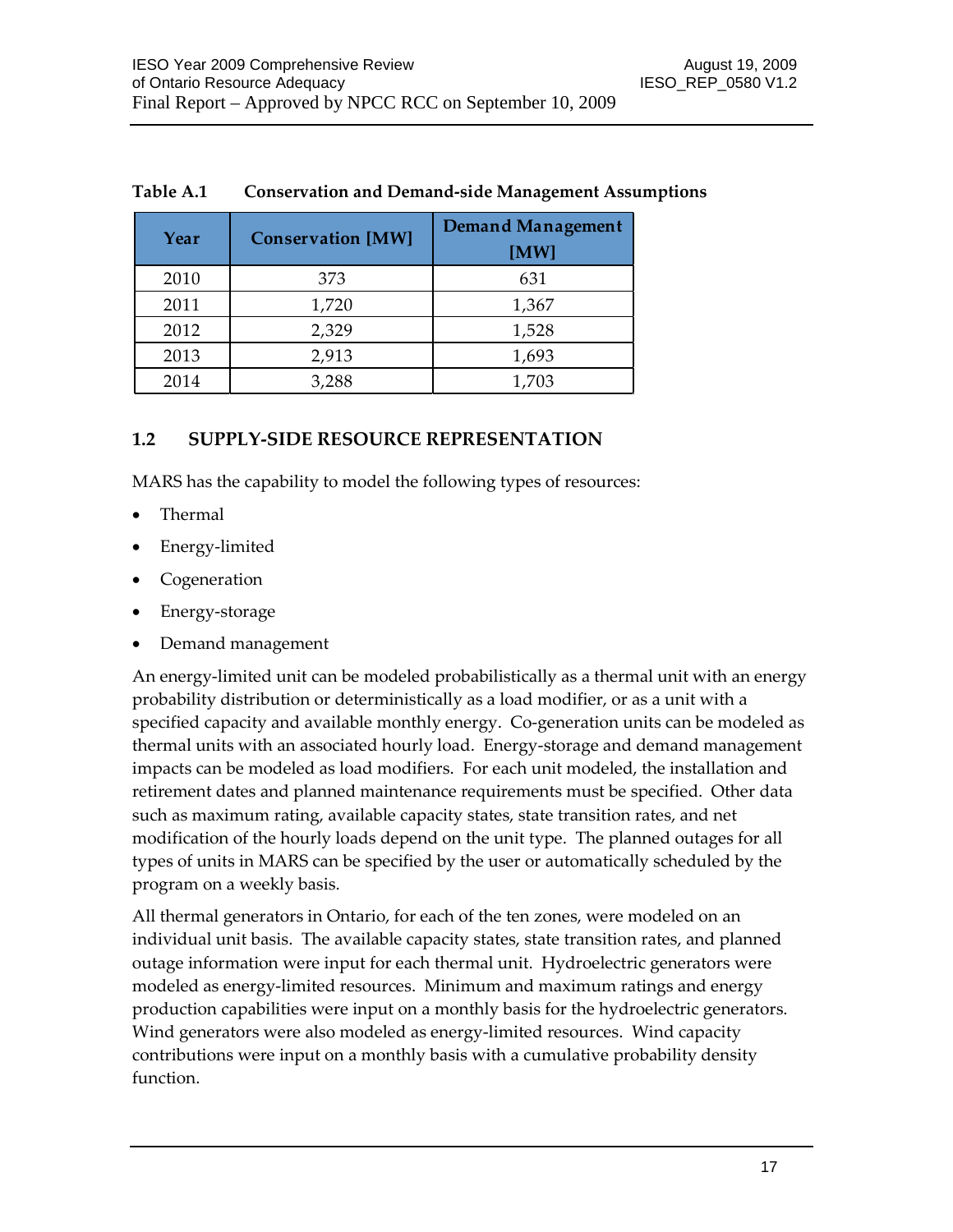**Table A.1 Conservation and Demand-side Management Assumptions**

| Year | Conservation [MW] | Demand Management [MW] |
|---|---|---|
| 2010 | 373 | 631 |
| 2011 | 1,720 | 1,367 |
| 2012 | 2,329 | 1,528 |
| 2013 | 2,913 | 1,693 |
| 2014 | 3,288 | 1,703 |

## 1.2 SUPPLY-SIDE RESOURCE REPRESENTATION

MARS has the capability to model the following types of resources:

- Thermal
- Energy-limited
- Cogeneration
- Energy-storage
- Demand management

An energy-limited unit can be modeled probabilistically as a thermal unit with an energy probability distribution or deterministically as a load modifier, or as a unit with a specified capacity and available monthly energy. Co-generation units can be modeled as thermal units with an associated hourly load. Energy-storage and demand management impacts can be modeled as load modifiers. For each unit modeled, the installation and retirement dates and planned maintenance requirements must be specified. Other data such as maximum rating, available capacity states, state transition rates, and net modification of the hourly loads depend on the unit type. The planned outages for all types of units in MARS can be specified by the user or automatically scheduled by the program on a weekly basis.

All thermal generators in Ontario, for each of the ten zones, were modeled on an individual unit basis. The available capacity states, state transition rates, and planned outage information were input for each thermal unit. Hydroelectric generators were modeled as energy-limited resources. Minimum and maximum ratings and energy production capabilities were input on a monthly basis for the hydroelectric generators. Wind generators were also modeled as energy-limited resources. Wind capacity contributions were input on a monthly basis with a cumulative probability density function.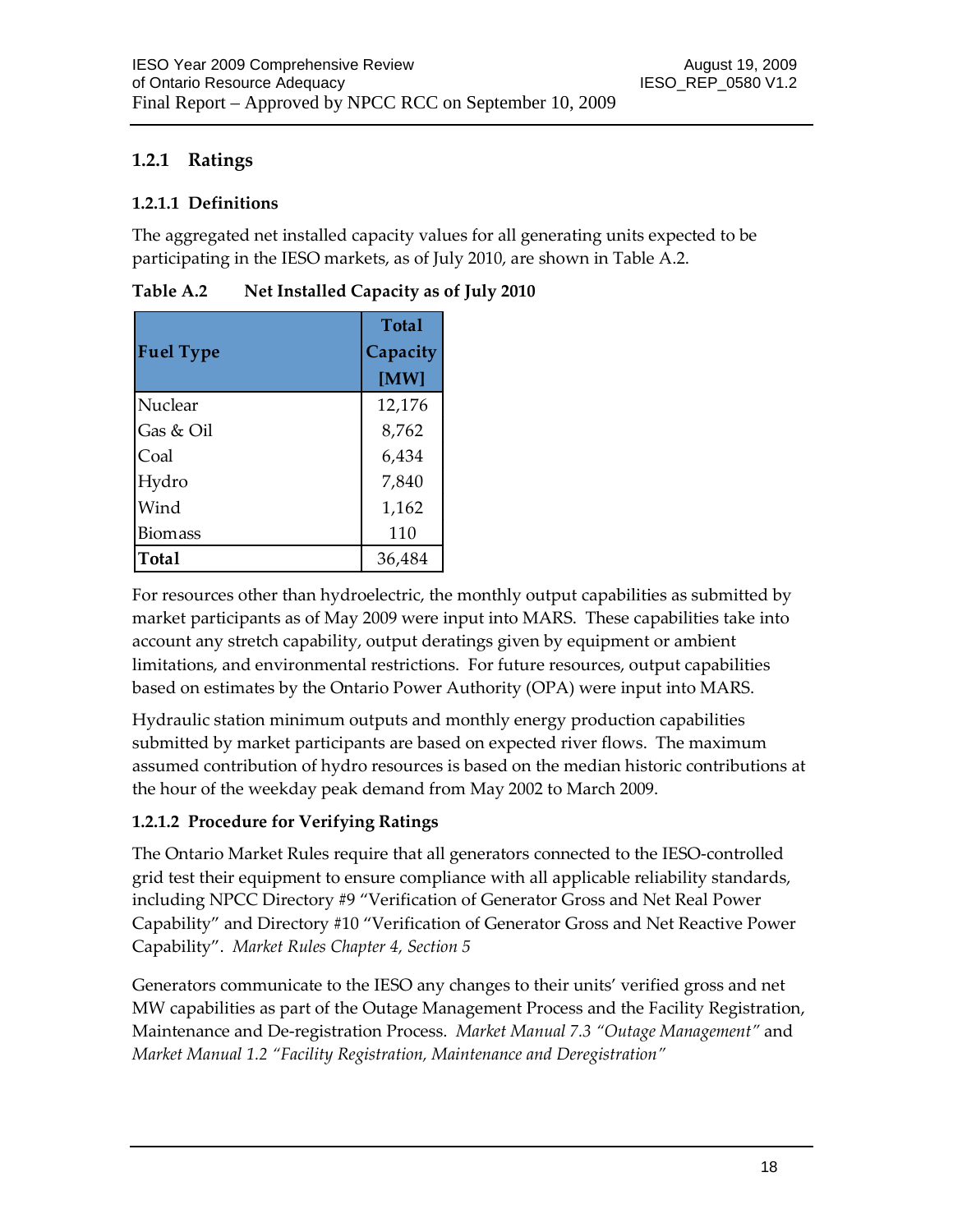### 1.2.1 Ratings

#### 1.2.1.1 Definitions

The aggregated net installed capacity values for all generating units expected to be participating in the IESO markets, as of July 2010, are shown in Table A.2.

**Table A.2 Net Installed Capacity as of July 2010**

| Fuel Type | Total Capacity [MW] |
|---|---|
| Nuclear | 12,176 |
| Gas & Oil | 8,762 |
| Coal | 6,434 |
| Hydro | 7,840 |
| Wind | 1,162 |
| Biomass | 110 |
| **Total** | 36,484 |

For resources other than hydroelectric, the monthly output capabilities as submitted by market participants as of May 2009 were input into MARS. These capabilities take into account any stretch capability, output deratings given by equipment or ambient limitations, and environmental restrictions. For future resources, output capabilities based on estimates by the Ontario Power Authority (OPA) were input into MARS.

Hydraulic station minimum outputs and monthly energy production capabilities submitted by market participants are based on expected river flows. The maximum assumed contribution of hydro resources is based on the median historic contributions at the hour of the weekday peak demand from May 2002 to March 2009.

#### 1.2.1.2 Procedure for Verifying Ratings

The Ontario Market Rules require that all generators connected to the IESO-controlled grid test their equipment to ensure compliance with all applicable reliability standards, including NPCC Directory #9 "Verification of Generator Gross and Net Real Power Capability" and Directory #10 "Verification of Generator Gross and Net Reactive Power Capability". *Market Rules Chapter 4, Section 5*

Generators communicate to the IESO any changes to their units' verified gross and net MW capabilities as part of the Outage Management Process and the Facility Registration, Maintenance and De-registration Process. *Market Manual 7.3 "Outage Management"* and *Market Manual 1.2 "Facility Registration, Maintenance and Deregistration"*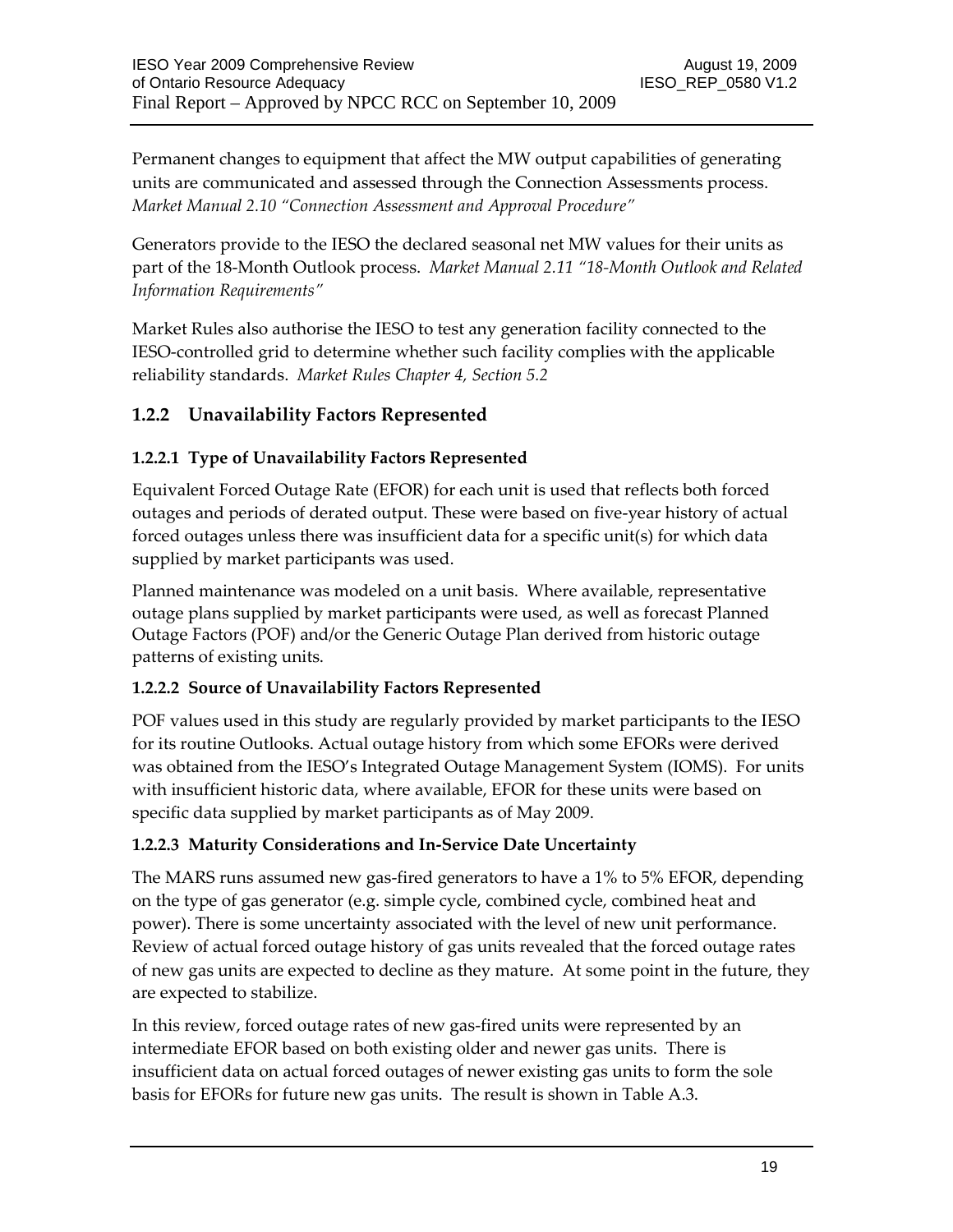Permanent changes to equipment that affect the MW output capabilities of generating units are communicated and assessed through the Connection Assessments process. *Market Manual 2.10 "Connection Assessment and Approval Procedure"*

Generators provide to the IESO the declared seasonal net MW values for their units as part of the 18-Month Outlook process. *Market Manual 2.11 "18-Month Outlook and Related Information Requirements"*

Market Rules also authorise the IESO to test any generation facility connected to the IESO-controlled grid to determine whether such facility complies with the applicable reliability standards. *Market Rules Chapter 4, Section 5.2*

## 1.2.2 Unavailability Factors Represented

### 1.2.2.1 Type of Unavailability Factors Represented

Equivalent Forced Outage Rate (EFOR) for each unit is used that reflects both forced outages and periods of derated output. These were based on five-year history of actual forced outages unless there was insufficient data for a specific unit(s) for which data supplied by market participants was used.

Planned maintenance was modeled on a unit basis. Where available, representative outage plans supplied by market participants were used, as well as forecast Planned Outage Factors (POF) and/or the Generic Outage Plan derived from historic outage patterns of existing units.

### 1.2.2.2 Source of Unavailability Factors Represented

POF values used in this study are regularly provided by market participants to the IESO for its routine Outlooks. Actual outage history from which some EFORs were derived was obtained from the IESO's Integrated Outage Management System (IOMS). For units with insufficient historic data, where available, EFOR for these units were based on specific data supplied by market participants as of May 2009.

### 1.2.2.3 Maturity Considerations and In-Service Date Uncertainty

The MARS runs assumed new gas-fired generators to have a 1% to 5% EFOR, depending on the type of gas generator (e.g. simple cycle, combined cycle, combined heat and power). There is some uncertainty associated with the level of new unit performance. Review of actual forced outage history of gas units revealed that the forced outage rates of new gas units are expected to decline as they mature. At some point in the future, they are expected to stabilize.

In this review, forced outage rates of new gas-fired units were represented by an intermediate EFOR based on both existing older and newer gas units. There is insufficient data on actual forced outages of newer existing gas units to form the sole basis for EFORs for future new gas units. The result is shown in Table A.3.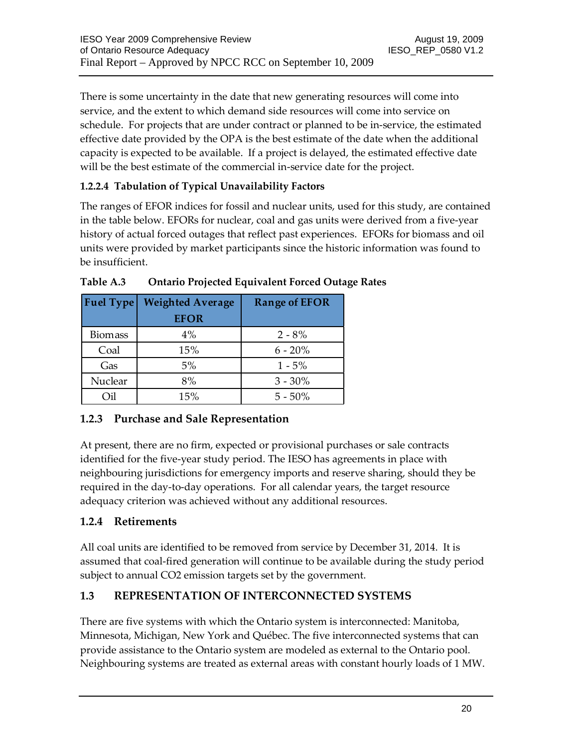There is some uncertainty in the date that new generating resources will come into service, and the extent to which demand side resources will come into service on schedule. For projects that are under contract or planned to be in-service, the estimated effective date provided by the OPA is the best estimate of the date when the additional capacity is expected to be available. If a project is delayed, the estimated effective date will be the best estimate of the commercial in-service date for the project.

#### 1.2.2.4 Tabulation of Typical Unavailability Factors

The ranges of EFOR indices for fossil and nuclear units, used for this study, are contained in the table below. EFORs for nuclear, coal and gas units were derived from a five-year history of actual forced outages that reflect past experiences. EFORs for biomass and oil units were provided by market participants since the historic information was found to be insufficient.

**Table A.3 Ontario Projected Equivalent Forced Outage Rates**

| Fuel Type | Weighted Average EFOR | Range of EFOR |
|---|---|---|
| Biomass | 4% | 2 - 8% |
| Coal | 15% | 6 - 20% |
| Gas | 5% | 1 - 5% |
| Nuclear | 8% | 3 - 30% |
| Oil | 15% | 5 - 50% |

### 1.2.3 Purchase and Sale Representation

At present, there are no firm, expected or provisional purchases or sale contracts identified for the five-year study period. The IESO has agreements in place with neighbouring jurisdictions for emergency imports and reserve sharing, should they be required in the day-to-day operations. For all calendar years, the target resource adequacy criterion was achieved without any additional resources.

### 1.2.4 Retirements

All coal units are identified to be removed from service by December 31, 2014. It is assumed that coal-fired generation will continue to be available during the study period subject to annual $CO_2$ emission targets set by the government.

## 1.3 REPRESENTATION OF INTERCONNECTED SYSTEMS

There are five systems with which the Ontario system is interconnected: Manitoba, Minnesota, Michigan, New York and Québec. The five interconnected systems that can provide assistance to the Ontario system are modeled as external to the Ontario pool. Neighbouring systems are treated as external areas with constant hourly loads of 1 MW.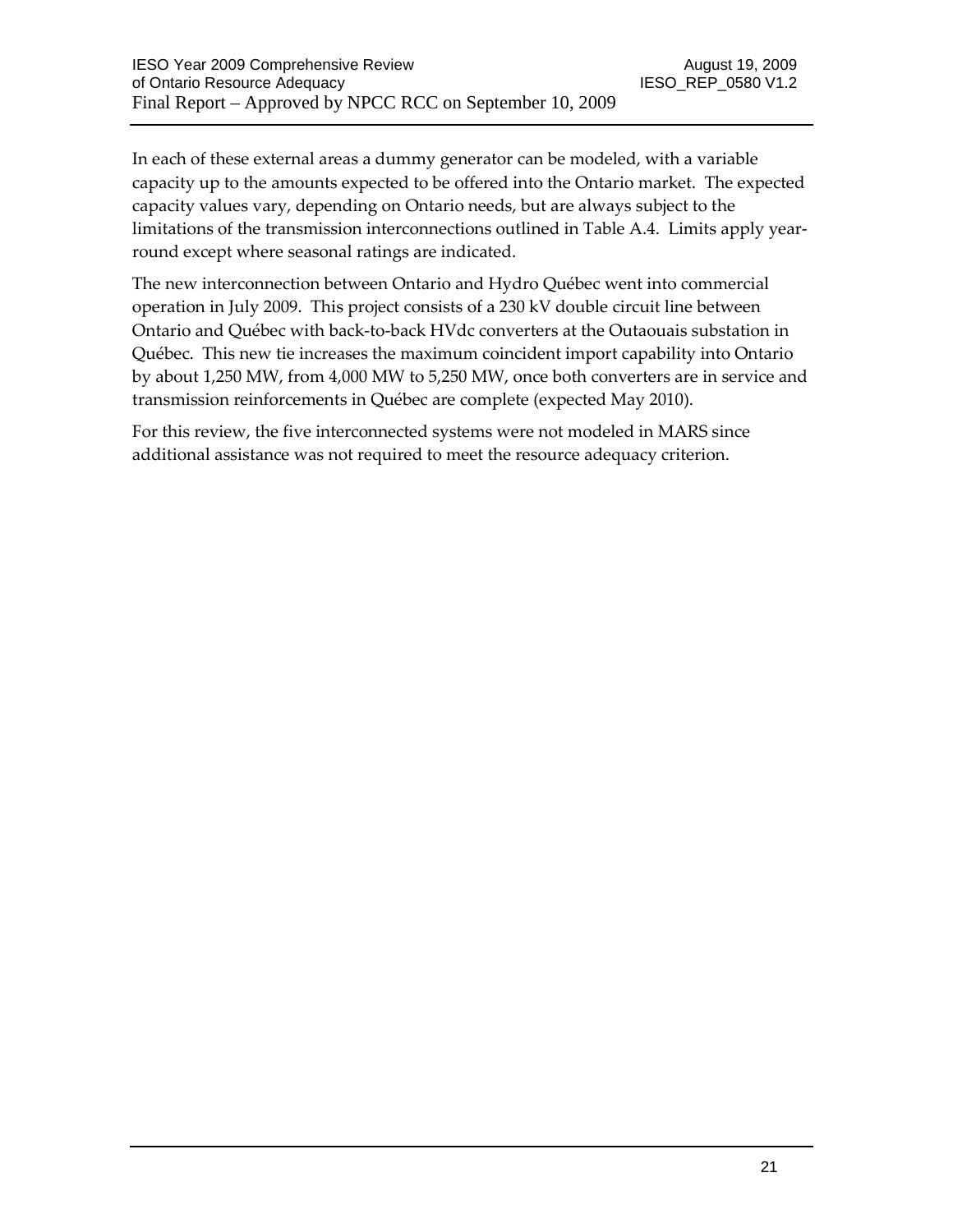In each of these external areas a dummy generator can be modeled, with a variable capacity up to the amounts expected to be offered into the Ontario market. The expected capacity values vary, depending on Ontario needs, but are always subject to the limitations of the transmission interconnections outlined in Table A.4. Limits apply year-round except where seasonal ratings are indicated.

The new interconnection between Ontario and Hydro Québec went into commercial operation in July 2009. This project consists of a 230 kV double circuit line between Ontario and Québec with back-to-back HVdc converters at the Outaouais substation in Québec. This new tie increases the maximum coincident import capability into Ontario by about 1,250 MW, from 4,000 MW to 5,250 MW, once both converters are in service and transmission reinforcements in Québec are complete (expected May 2010).

For this review, the five interconnected systems were not modeled in MARS since additional assistance was not required to meet the resource adequacy criterion.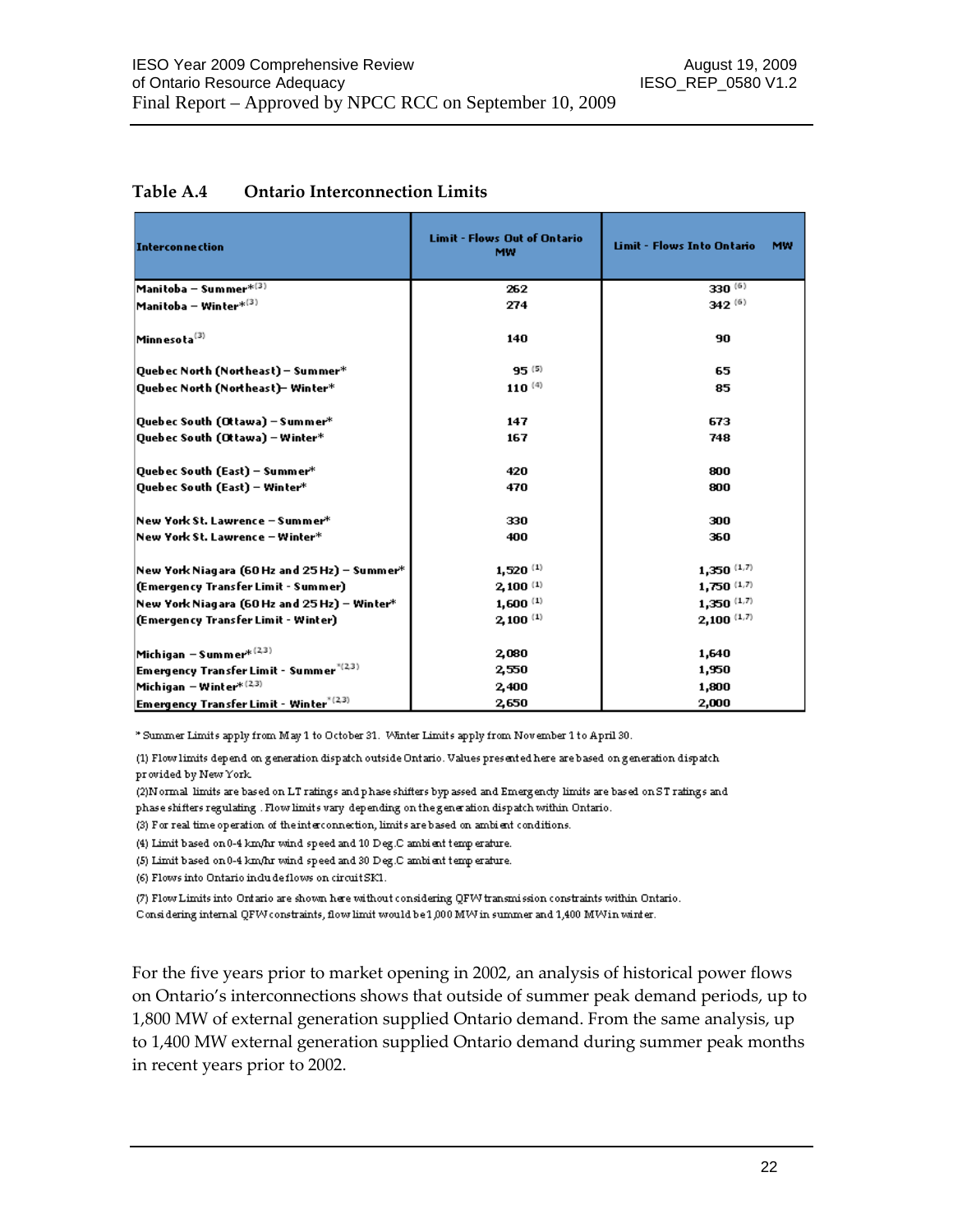**Table A.4 Ontario Interconnection Limits**

| Interconnection | Limit - Flows Out of Ontario MW | Limit - Flows Into Ontario MW |
|---|---|---|
| Manitoba – Summer* [3] | 262 | 330 [6] |
| Manitoba – Winter* [3] | 274 | 342 [6] |
| Minnesota [3] | 140 | 90 |
| Quebec North (Northeast) – Summer* | 95 [5] | 65 |
| Quebec North (Northeast)– Winter* | 110 [4] | 85 |
| Quebec South (Ottawa) – Summer* | 147 | 673 |
| Quebec South (Ottawa) – Winter* | 167 | 748 |
| Quebec South (East) – Summer* | 420 | 800 |
| Quebec South (East) – Winter* | 470 | 800 |
| New York St. Lawrence – Summer* | 330 | 300 |
| New York St. Lawrence – Winter* | 400 | 360 |
| New York Niagara (60 Hz and 25 Hz) – Summer* | 1,520 [1] | 1,350 [1,7] |
| (Emergency Transfer Limit - Summer) | 2,100 [1] | 1,750 [1,7] |
| New York Niagara (60 Hz and 25 Hz) – Winter* | 1,600 [1] | 1,350 [1,7] |
| (Emergency Transfer Limit - Winter) | 2,100 [1] | 2,100 [1,7] |
| Michigan – Summer* [2,3] | 2,080 | 1,640 |
| Emergency Transfer Limit - Summer* [2,3] | 2,550 | 1,950 |
| Michigan – Winter* [2,3] | 2,400 | 1,800 |
| Emergency Transfer Limit - Winter* [2,3] | 2,650 | 2,000 |

\* Summer Limits apply from May 1 to October 31. Winter Limits apply from November 1 to April 30.

(1) Flow limits depend on generation dispatch outside Ontario. Values presented here are based on generation dispatch provided by New York.

(2) Normal limits are based on LT ratings and phase shifters bypassed and Emergency limits are based on ST ratings and phase shifters regulating. Flow limits vary depending on the generation dispatch within Ontario.

(3) For real time operation of the interconnection, limits are based on ambient conditions.

(4) Limit based on 0-4 km/hr wind speed and 10 Deg.C ambient temperature.

(5) Limit based on 0-4 km/hr wind speed and 30 Deg.C ambient temperature.

(6) Flows into Ontario include flows on circuit SK1.

(7) Flow Limits into Ontario are shown here without considering QFW transmission constraints within Ontario. Considering internal QFW constraints, flow limit would be 1,000 MW in summer and 1,400 MW in winter.

For the five years prior to market opening in 2002, an analysis of historical power flows on Ontario's interconnections shows that outside of summer peak demand periods, up to 1,800 MW of external generation supplied Ontario demand. From the same analysis, up to 1,400 MW external generation supplied Ontario demand during summer peak months in recent years prior to 2002.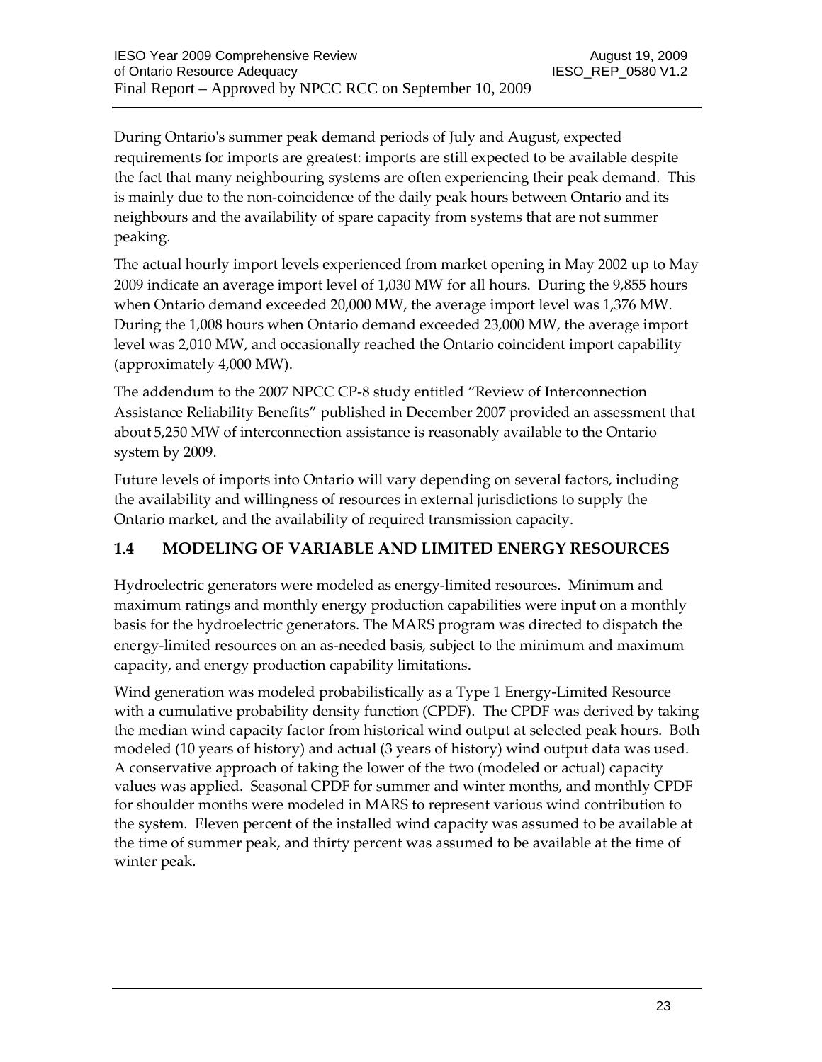During Ontario's summer peak demand periods of July and August, expected requirements for imports are greatest: imports are still expected to be available despite the fact that many neighbouring systems are often experiencing their peak demand. This is mainly due to the non-coincidence of the daily peak hours between Ontario and its neighbours and the availability of spare capacity from systems that are not summer peaking.

The actual hourly import levels experienced from market opening in May 2002 up to May 2009 indicate an average import level of 1,030 MW for all hours. During the 9,855 hours when Ontario demand exceeded 20,000 MW, the average import level was 1,376 MW. During the 1,008 hours when Ontario demand exceeded 23,000 MW, the average import level was 2,010 MW, and occasionally reached the Ontario coincident import capability (approximately 4,000 MW).

The addendum to the 2007 NPCC CP-8 study entitled "Review of Interconnection Assistance Reliability Benefits" published in December 2007 provided an assessment that about 5,250 MW of interconnection assistance is reasonably available to the Ontario system by 2009.

Future levels of imports into Ontario will vary depending on several factors, including the availability and willingness of resources in external jurisdictions to supply the Ontario market, and the availability of required transmission capacity.

## 1.4 MODELING OF VARIABLE AND LIMITED ENERGY RESOURCES

Hydroelectric generators were modeled as energy-limited resources. Minimum and maximum ratings and monthly energy production capabilities were input on a monthly basis for the hydroelectric generators. The MARS program was directed to dispatch the energy-limited resources on an as-needed basis, subject to the minimum and maximum capacity, and energy production capability limitations.

Wind generation was modeled probabilistically as a Type 1 Energy-Limited Resource with a cumulative probability density function (CPDF). The CPDF was derived by taking the median wind capacity factor from historical wind output at selected peak hours. Both modeled (10 years of history) and actual (3 years of history) wind output data was used. A conservative approach of taking the lower of the two (modeled or actual) capacity values was applied. Seasonal CPDF for summer and winter months, and monthly CPDF for shoulder months were modeled in MARS to represent various wind contribution to the system. Eleven percent of the installed wind capacity was assumed to be available at the time of summer peak, and thirty percent was assumed to be available at the time of winter peak.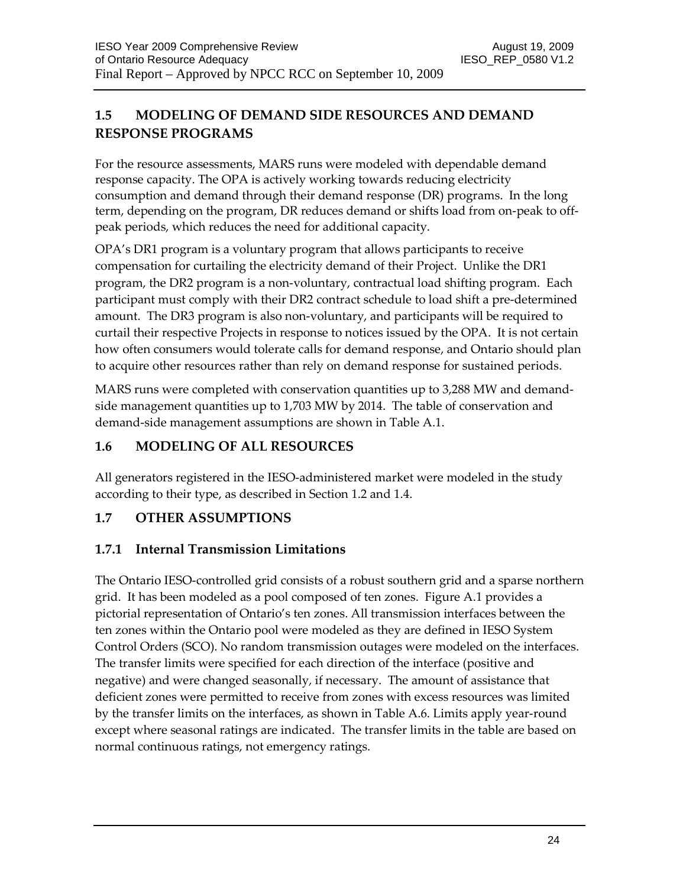## 1.5 MODELING OF DEMAND SIDE RESOURCES AND DEMAND RESPONSE PROGRAMS

For the resource assessments, MARS runs were modeled with dependable demand response capacity. The OPA is actively working towards reducing electricity consumption and demand through their demand response (DR) programs. In the long term, depending on the program, DR reduces demand or shifts load from on-peak to off-peak periods, which reduces the need for additional capacity.

OPA's DR1 program is a voluntary program that allows participants to receive compensation for curtailing the electricity demand of their Project. Unlike the DR1 program, the DR2 program is a non-voluntary, contractual load shifting program. Each participant must comply with their DR2 contract schedule to load shift a pre-determined amount. The DR3 program is also non-voluntary, and participants will be required to curtail their respective Projects in response to notices issued by the OPA. It is not certain how often consumers would tolerate calls for demand response, and Ontario should plan to acquire other resources rather than rely on demand response for sustained periods.

MARS runs were completed with conservation quantities up to 3,288 MW and demand-side management quantities up to 1,703 MW by 2014. The table of conservation and demand-side management assumptions are shown in Table A.1.

## 1.6 MODELING OF ALL RESOURCES

All generators registered in the IESO-administered market were modeled in the study according to their type, as described in Section 1.2 and 1.4.

## 1.7 OTHER ASSUMPTIONS

### 1.7.1 Internal Transmission Limitations

The Ontario IESO-controlled grid consists of a robust southern grid and a sparse northern grid. It has been modeled as a pool composed of ten zones. Figure A.1 provides a pictorial representation of Ontario's ten zones. All transmission interfaces between the ten zones within the Ontario pool were modeled as they are defined in IESO System Control Orders (SCO). No random transmission outages were modeled on the interfaces. The transfer limits were specified for each direction of the interface (positive and negative) and were changed seasonally, if necessary. The amount of assistance that deficient zones were permitted to receive from zones with excess resources was limited by the transfer limits on the interfaces, as shown in Table A.6. Limits apply year-round except where seasonal ratings are indicated. The transfer limits in the table are based on normal continuous ratings, not emergency ratings.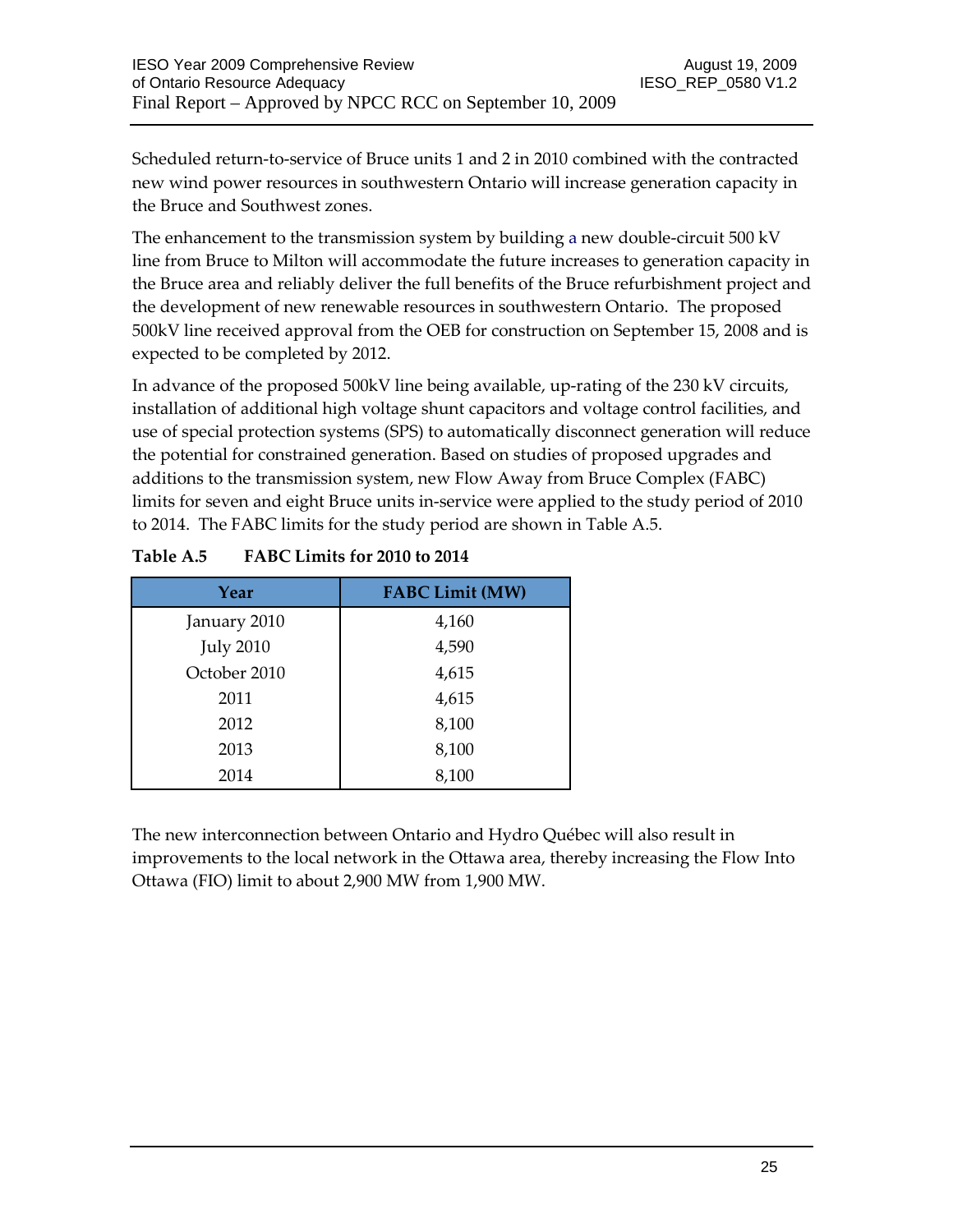Scheduled return-to-service of Bruce units 1 and 2 in 2010 combined with the contracted new wind power resources in southwestern Ontario will increase generation capacity in the Bruce and Southwest zones.

The enhancement to the transmission system by building a new double-circuit 500 kV line from Bruce to Milton will accommodate the future increases to generation capacity in the Bruce area and reliably deliver the full benefits of the Bruce refurbishment project and the development of new renewable resources in southwestern Ontario. The proposed 500kV line received approval from the OEB for construction on September 15, 2008 and is expected to be completed by 2012.

In advance of the proposed 500kV line being available, up-rating of the 230 kV circuits, installation of additional high voltage shunt capacitors and voltage control facilities, and use of special protection systems (SPS) to automatically disconnect generation will reduce the potential for constrained generation. Based on studies of proposed upgrades and additions to the transmission system, new Flow Away from Bruce Complex (FABC) limits for seven and eight Bruce units in-service were applied to the study period of 2010 to 2014. The FABC limits for the study period are shown in Table A.5.

**Table A.5 FABC Limits for 2010 to 2014**

| Year | FABC Limit (MW) |
|---|---|
| January 2010 | 4,160 |
| July 2010 | 4,590 |
| October 2010 | 4,615 |
| 2011 | 4,615 |
| 2012 | 8,100 |
| 2013 | 8,100 |
| 2014 | 8,100 |

The new interconnection between Ontario and Hydro Québec will also result in improvements to the local network in the Ottawa area, thereby increasing the Flow Into Ottawa (FIO) limit to about 2,900 MW from 1,900 MW.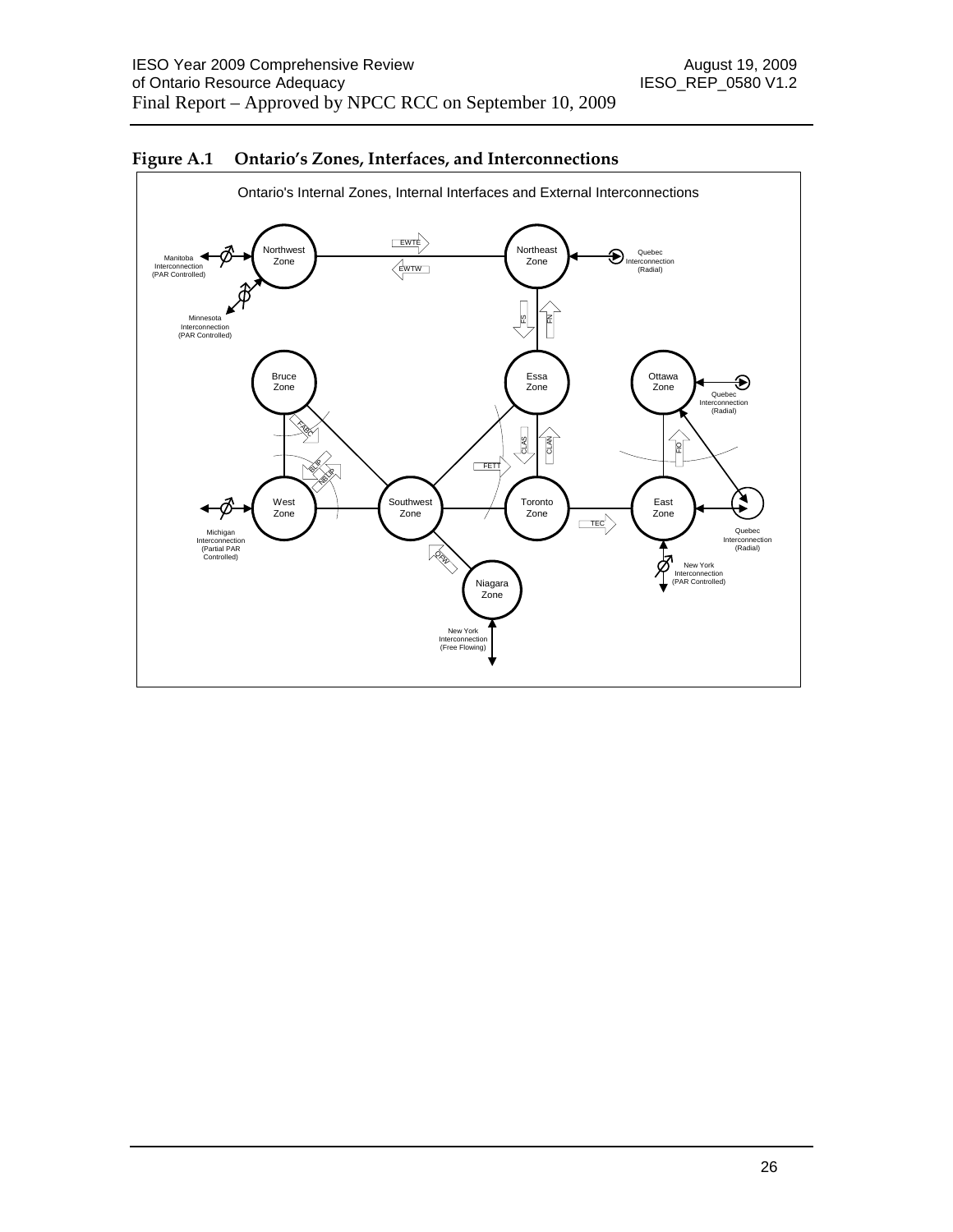**Figure A.1 Ontario's Zones, Interfaces, and Interconnections**

Ontario's Internal Zones, Internal Interfaces and External Interconnections

Northwest Zone

Northeast Zone

EWTE

EWTW

Manitoba Interconnection (PAR Controlled)

Minnesota Interconnection (PAR Controlled)

Quebec Interconnection (Radial)

FS

FN

Bruce Zone

Essa Zone

Ottawa Zone

Quebec Interconnection (Radial)

FABC

BLIP

NBLIP

CLAS

CLAN

FETT

FIO

West Zone

Southwest Zone

Toronto Zone

East Zone

Michigan Interconnection (Partial PAR Controlled)

TEC

Quebec Interconnection (Radial)

QFW

New York Interconnection (PAR Controlled)

Niagara Zone

New York Interconnection (Free Flowing)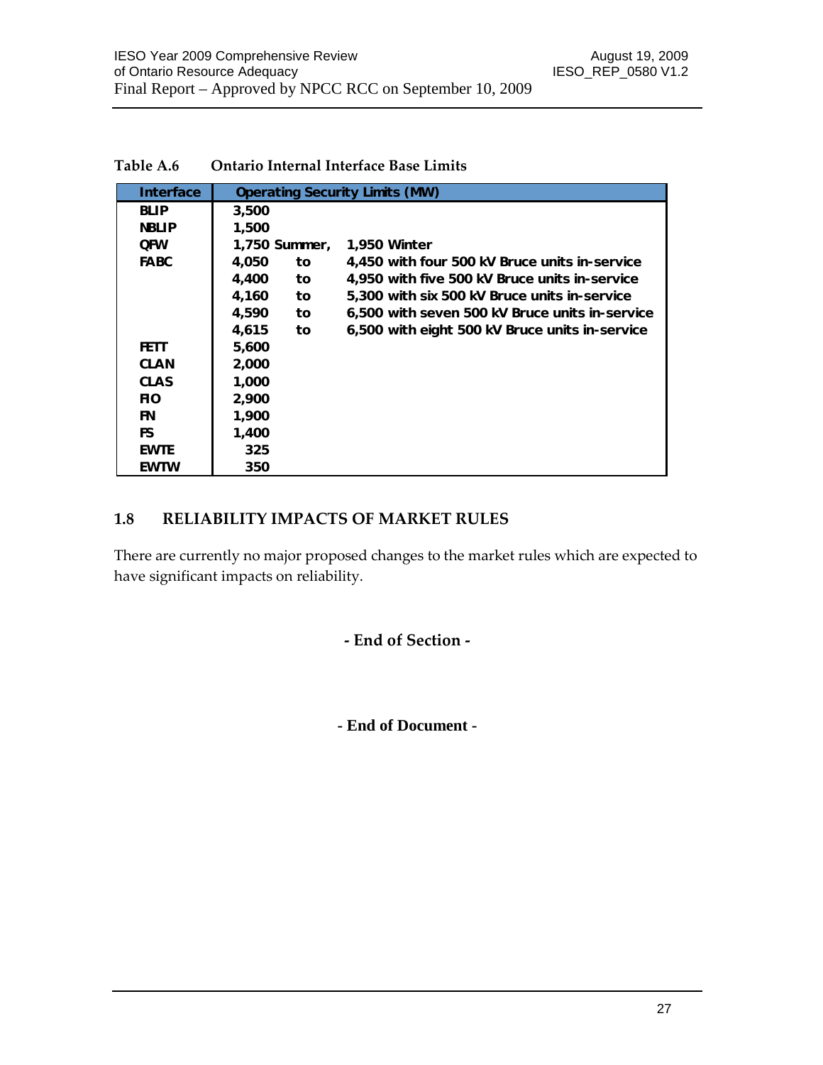Table A.6 Ontario Internal Interface Base Limits

| Interface | Operating Security Limits (MW) | | |
|---|---|---|---|
| BLIP | 3,500 | | |
| NBLIP | 1,500 | | |
| QFW | 1,750 Summer, | | 1,950 Winter |
| FABC | 4,050 | to | 4,450 with four 500 kV Bruce units in-service |
| | 4,400 | to | 4,950 with five 500 kV Bruce units in-service |
| | 4,160 | to | 5,300 with six 500 kV Bruce units in-service |
| | 4,590 | to | 6,500 with seven 500 kV Bruce units in-service |
| | 4,615 | to | 6,500 with eight 500 kV Bruce units in-service |
| FETT | 5,600 | | |
| CLAN | 2,000 | | |
| CLAS | 1,000 | | |
| FIO | 2,900 | | |
| FN | 1,900 | | |
| FS | 1,400 | | |
| EWTE | 325 | | |
| EWTW | 350 | | |

## 1.8 RELIABILITY IMPACTS OF MARKET RULES

There are currently no major proposed changes to the market rules which are expected to have significant impacts on reliability.

**- End of Section -**

**- End of Document -**